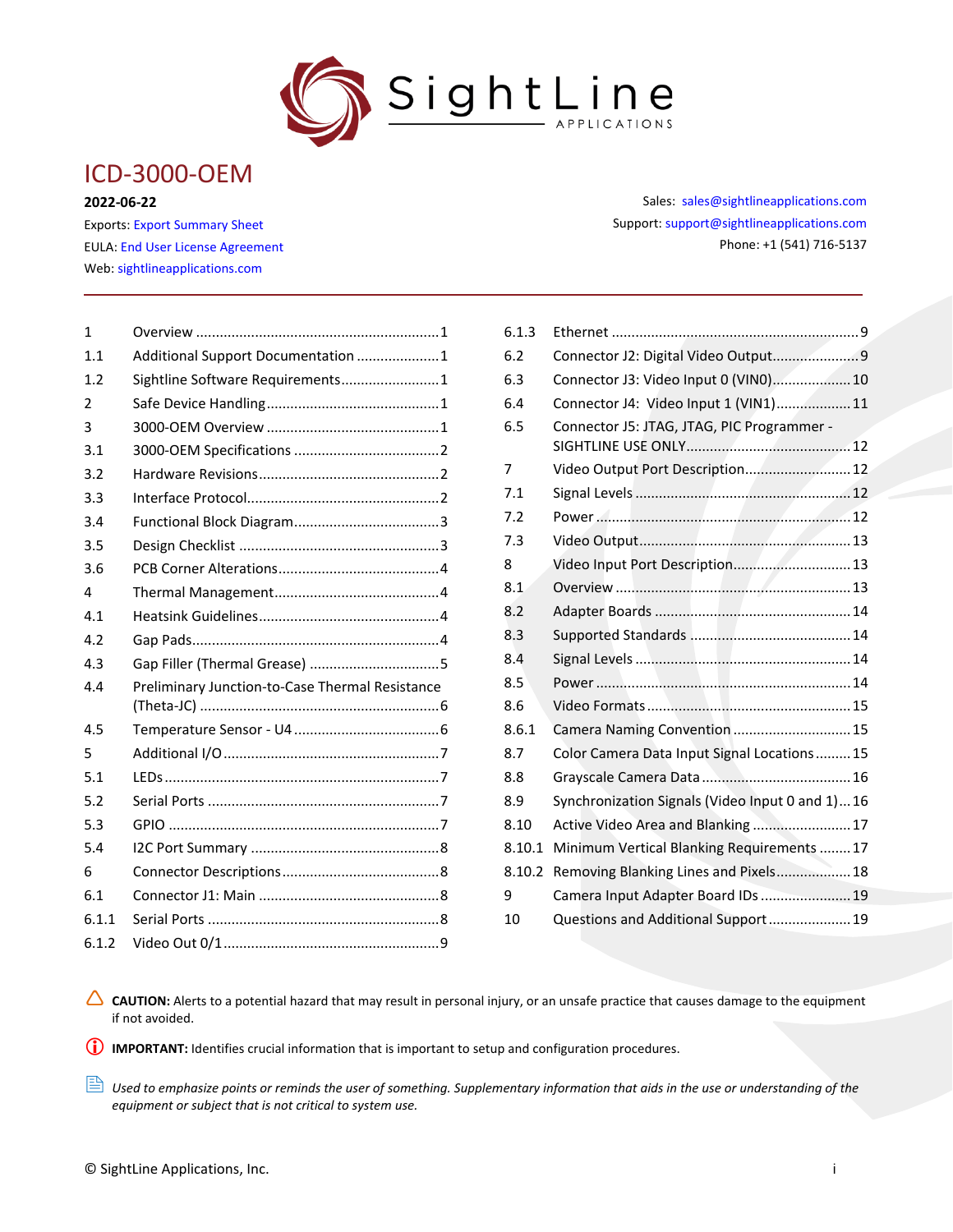# ICD-3000-OEM

**2022-06-22**

Exports: Export Summary Sheet
EULA: End User License Agreement
Web: sightlineapplications.com

Sales: sales@sightlineapplications.com
Support: support@sightlineapplications.com
Phone: +1 (541) 716-5137

---

| | | |
|---|---|---|
| 1 | Overview | 1 |
| 1.1 | Additional Support Documentation | 1 |
| 1.2 | Sightline Software Requirements | 1 |
| 2 | Safe Device Handling | 1 |
| 3 | 3000-OEM Overview | 1 |
| 3.1 | 3000-OEM Specifications | 2 |
| 3.2 | Hardware Revisions | 2 |
| 3.3 | Interface Protocol | 2 |
| 3.4 | Functional Block Diagram | 3 |
| 3.5 | Design Checklist | 3 |
| 3.6 | PCB Corner Alterations | 4 |
| 4 | Thermal Management | 4 |
| 4.1 | Heatsink Guidelines | 4 |
| 4.2 | Gap Pads | 4 |
| 4.3 | Gap Filler (Thermal Grease) | 5 |
| 4.4 | Preliminary Junction-to-Case Thermal Resistance (Theta-JC) | 6 |
| 4.5 | Temperature Sensor - U4 | 6 |
| 5 | Additional I/O | 7 |
| 5.1 | LEDs | 7 |
| 5.2 | Serial Ports | 7 |
| 5.3 | GPIO | 7 |
| 5.4 | I2C Port Summary | 8 |
| 6 | Connector Descriptions | 8 |
| 6.1 | Connector J1: Main | 8 |
| 6.1.1 | Serial Ports | 8 |
| 6.1.2 | Video Out 0/1 | 9 |
| 6.1.3 | Ethernet | 9 |
| 6.2 | Connector J2: Digital Video Output | 9 |
| 6.3 | Connector J3: Video Input 0 (VIN0) | 10 |
| 6.4 | Connector J4: Video Input 1 (VIN1) | 11 |
| 6.5 | Connector J5: JTAG, JTAG, PIC Programmer - SIGHTLINE USE ONLY | 12 |
| 7 | Video Output Port Description | 12 |
| 7.1 | Signal Levels | 12 |
| 7.2 | Power | 12 |
| 7.3 | Video Output | 13 |
| 8 | Video Input Port Description | 13 |
| 8.1 | Overview | 13 |
| 8.2 | Adapter Boards | 14 |
| 8.3 | Supported Standards | 14 |
| 8.4 | Signal Levels | 14 |
| 8.5 | Power | 14 |
| 8.6 | Video Formats | 15 |
| 8.6.1 | Camera Naming Convention | 15 |
| 8.7 | Color Camera Data Input Signal Locations | 15 |
| 8.8 | Grayscale Camera Data | 16 |
| 8.9 | Synchronization Signals (Video Input 0 and 1) | 16 |
| 8.10 | Active Video Area and Blanking | 17 |
| 8.10.1 | Minimum Vertical Blanking Requirements | 17 |
| 8.10.2 | Removing Blanking Lines and Pixels | 18 |
| 9 | Camera Input Adapter Board IDs | 19 |
| 10 | Questions and Additional Support | 19 |

**CAUTION:** Alerts to a potential hazard that may result in personal injury, or an unsafe practice that causes damage to the equipment if not avoided.

**IMPORTANT:** Identifies crucial information that is important to setup and configuration procedures.

*Used to emphasize points or reminds the user of something. Supplementary information that aids in the use or understanding of the equipment or subject that is not critical to system use.*

© SightLine Applications, Inc.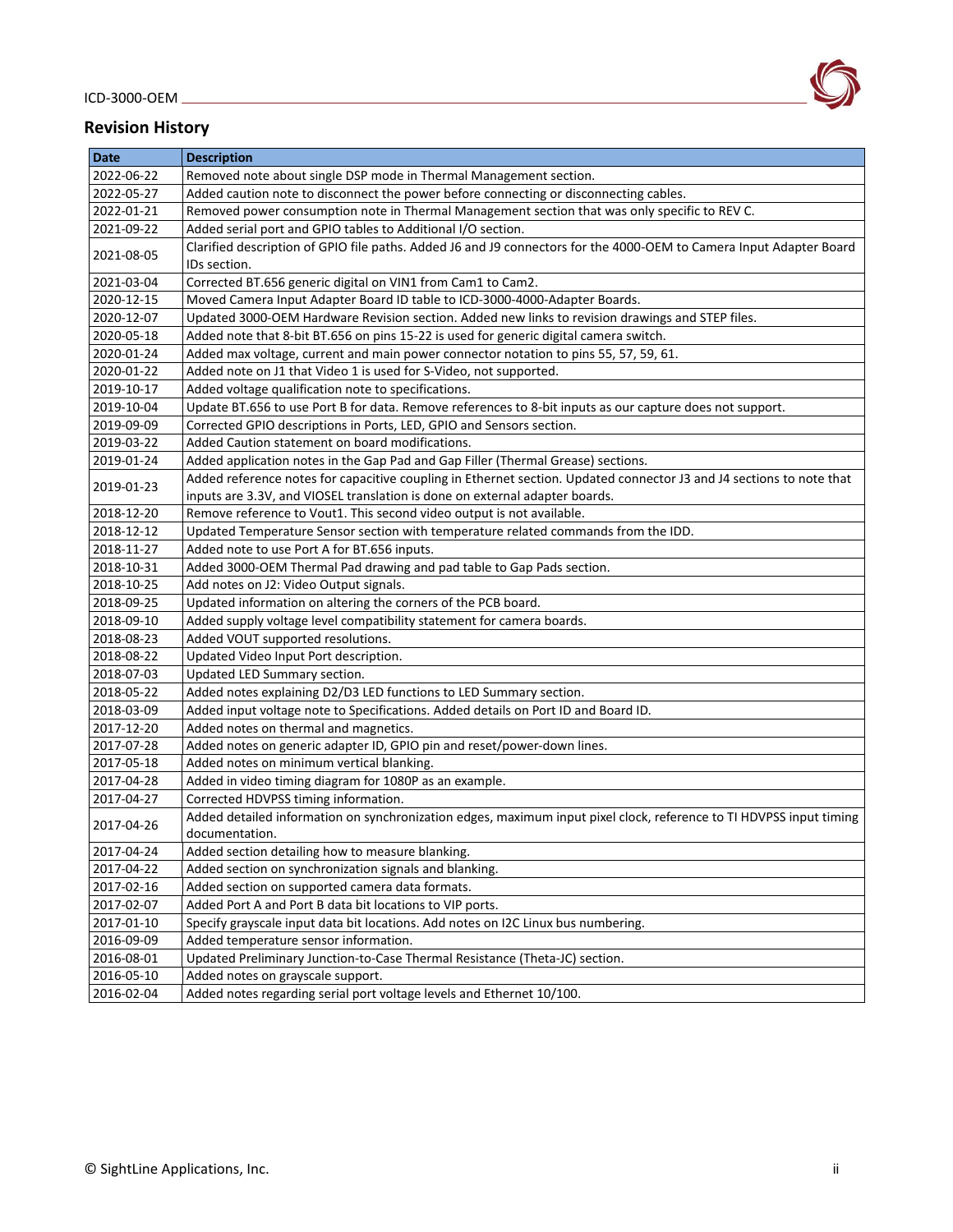## Revision History

| Date | Description |
|---|---|
| 2022-06-22 | Removed note about single DSP mode in Thermal Management section. |
| 2022-05-27 | Added caution note to disconnect the power before connecting or disconnecting cables. |
| 2022-01-21 | Removed power consumption note in Thermal Management section that was only specific to REV C. |
| 2021-09-22 | Added serial port and GPIO tables to Additional I/O section. |
| 2021-08-05 | Clarified description of GPIO file paths. Added J6 and J9 connectors for the 4000-OEM to Camera Input Adapter Board IDs section. |
| 2021-03-04 | Corrected BT.656 generic digital on VIN1 from Cam1 to Cam2. |
| 2020-12-15 | Moved Camera Input Adapter Board ID table to ICD-3000-4000-Adapter Boards. |
| 2020-12-07 | Updated 3000-OEM Hardware Revision section. Added new links to revision drawings and STEP files. |
| 2020-05-18 | Added note that 8-bit BT.656 on pins 15-22 is used for generic digital camera switch. |
| 2020-01-24 | Added max voltage, current and main power connector notation to pins 55, 57, 59, 61. |
| 2020-01-22 | Added note on J1 that Video 1 is used for S-Video, not supported. |
| 2019-10-17 | Added voltage qualification note to specifications. |
| 2019-10-04 | Update BT.656 to use Port B for data. Remove references to 8-bit inputs as our capture does not support. |
| 2019-09-09 | Corrected GPIO descriptions in Ports, LED, GPIO and Sensors section. |
| 2019-03-22 | Added Caution statement on board modifications. |
| 2019-01-24 | Added application notes in the Gap Pad and Gap Filler (Thermal Grease) sections. |
| 2019-01-23 | Added reference notes for capacitive coupling in Ethernet section. Updated connector J3 and J4 sections to note that inputs are 3.3V, and VIOSEL translation is done on external adapter boards. |
| 2018-12-20 | Remove reference to Vout1. This second video output is not available. |
| 2018-12-12 | Updated Temperature Sensor section with temperature related commands from the IDD. |
| 2018-11-27 | Added note to use Port A for BT.656 inputs. |
| 2018-10-31 | Added 3000-OEM Thermal Pad drawing and pad table to Gap Pads section. |
| 2018-10-25 | Add notes on J2: Video Output signals. |
| 2018-09-25 | Updated information on altering the corners of the PCB board. |
| 2018-09-10 | Added supply voltage level compatibility statement for camera boards. |
| 2018-08-23 | Added VOUT supported resolutions. |
| 2018-08-22 | Updated Video Input Port description. |
| 2018-07-03 | Updated LED Summary section. |
| 2018-05-22 | Added notes explaining D2/D3 LED functions to LED Summary section. |
| 2018-03-09 | Added input voltage note to Specifications. Added details on Port ID and Board ID. |
| 2017-12-20 | Added notes on thermal and magnetics. |
| 2017-07-28 | Added notes on generic adapter ID, GPIO pin and reset/power-down lines. |
| 2017-05-18 | Added notes on minimum vertical blanking. |
| 2017-04-28 | Added in video timing diagram for 1080P as an example. |
| 2017-04-27 | Corrected HDVPSS timing information. |
| 2017-04-26 | Added detailed information on synchronization edges, maximum input pixel clock, reference to TI HDVPSS input timing documentation. |
| 2017-04-24 | Added section detailing how to measure blanking. |
| 2017-04-22 | Added section on synchronization signals and blanking. |
| 2017-02-16 | Added section on supported camera data formats. |
| 2017-02-07 | Added Port A and Port B data bit locations to VIP ports. |
| 2017-01-10 | Specify grayscale input data bit locations. Add notes on I2C Linux bus numbering. |
| 2016-09-09 | Added temperature sensor information. |
| 2016-08-01 | Updated Preliminary Junction-to-Case Thermal Resistance (Theta-JC) section. |
| 2016-05-10 | Added notes on grayscale support. |
| 2016-02-04 | Added notes regarding serial port voltage levels and Ethernet 10/100. |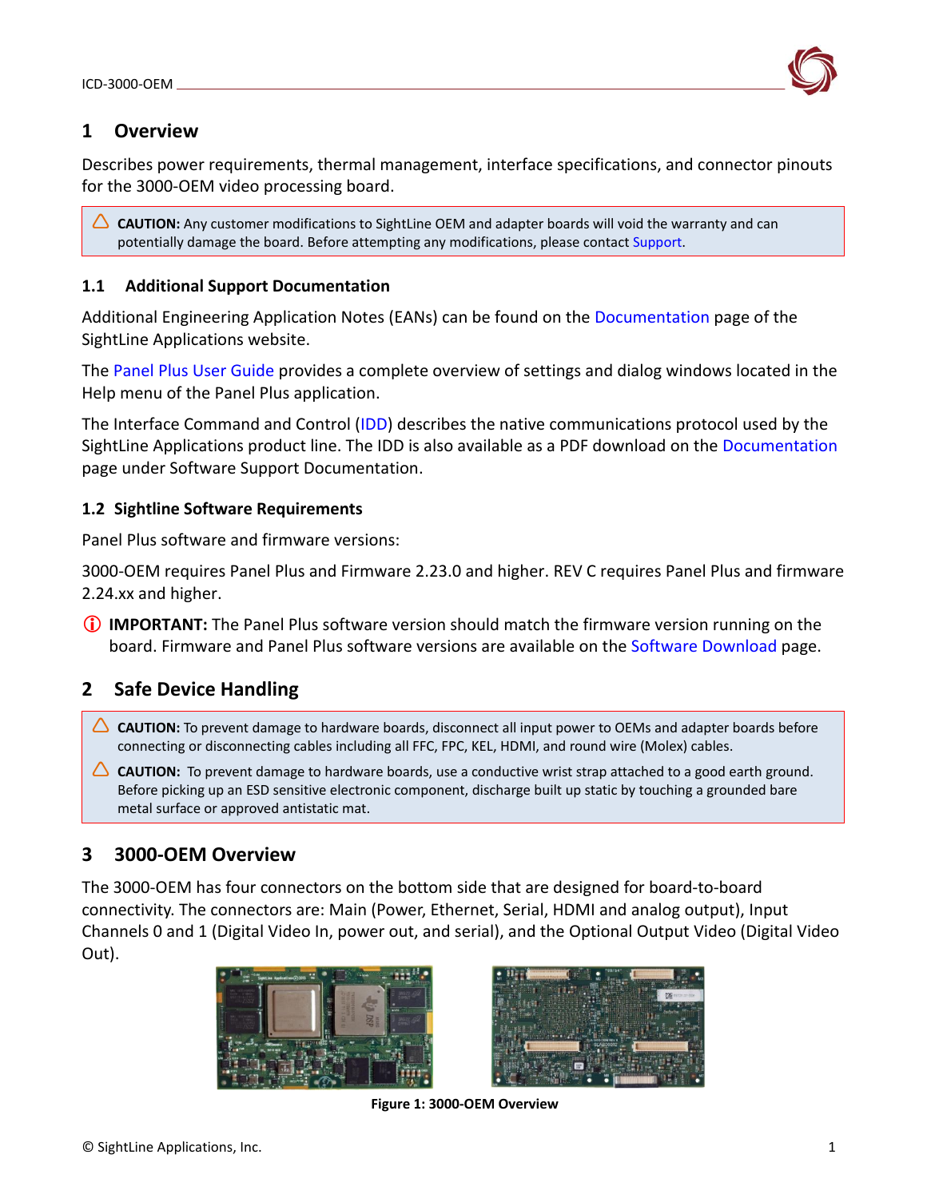# 1 Overview

Describes power requirements, thermal management, interface specifications, and connector pinouts for the 3000-OEM video processing board.

> **CAUTION:** Any customer modifications to SightLine OEM and adapter boards will void the warranty and can potentially damage the board. Before attempting any modifications, please contact Support.

## 1.1 Additional Support Documentation

Additional Engineering Application Notes (EANs) can be found on the Documentation page of the SightLine Applications website.

The Panel Plus User Guide provides a complete overview of settings and dialog windows located in the Help menu of the Panel Plus application.

The Interface Command and Control (IDD) describes the native communications protocol used by the SightLine Applications product line. The IDD is also available as a PDF download on the Documentation page under Software Support Documentation.

## 1.2 Sightline Software Requirements

Panel Plus software and firmware versions:

3000-OEM requires Panel Plus and Firmware 2.23.0 and higher. REV C requires Panel Plus and firmware 2.24.xx and higher.

> **IMPORTANT:** The Panel Plus software version should match the firmware version running on the board. Firmware and Panel Plus software versions are available on the Software Download page.

# 2 Safe Device Handling

> **CAUTION:** To prevent damage to hardware boards, disconnect all input power to OEMs and adapter boards before connecting or disconnecting cables including all FFC, FPC, KEL, HDMI, and round wire (Molex) cables.
>
> **CAUTION:** To prevent damage to hardware boards, use a conductive wrist strap attached to a good earth ground. Before picking up an ESD sensitive electronic component, discharge built up static by touching a grounded bare metal surface or approved antistatic mat.

# 3 3000-OEM Overview

The 3000-OEM has four connectors on the bottom side that are designed for board-to-board connectivity. The connectors are: Main (Power, Ethernet, Serial, HDMI and analog output), Input Channels 0 and 1 (Digital Video In, power out, and serial), and the Optional Output Video (Digital Video Out).

**Figure 1: 3000-OEM Overview**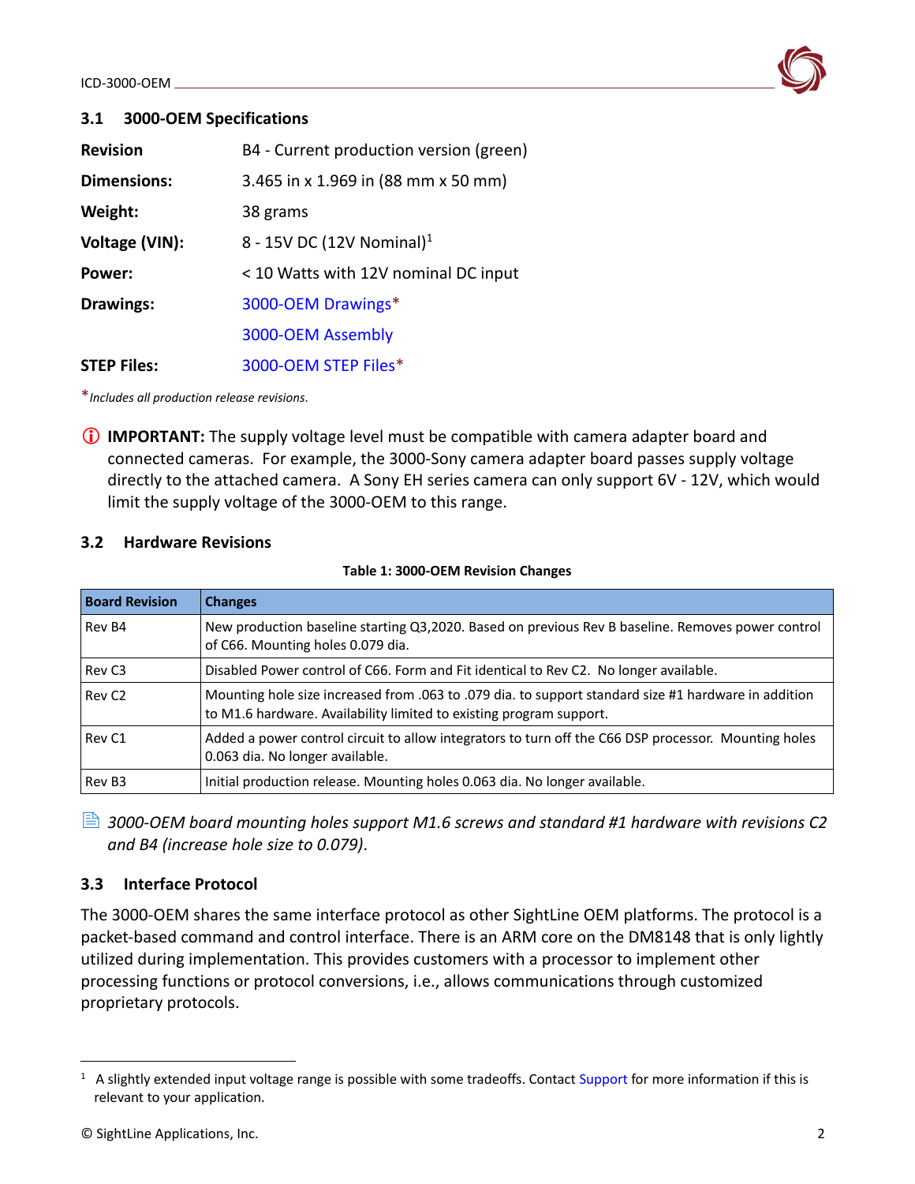### 3.1 3000-OEM Specifications

| | |
|---|---|
| **Revision** | B4 - Current production version (green) |
| **Dimensions:** | 3.465 in x 1.969 in (88 mm x 50 mm) |
| **Weight:** | 38 grams |
| **Voltage (VIN):** | 8 - 15V DC (12V Nominal)[1] |
| **Power:** | < 10 Watts with 12V nominal DC input |
| **Drawings:** | 3000-OEM Drawings* |
| | 3000-OEM Assembly |
| **STEP Files:** | 3000-OEM STEP Files* |

**Includes all production release revisions.*

ⓘ **IMPORTANT:** The supply voltage level must be compatible with camera adapter board and connected cameras. For example, the 3000-Sony camera adapter board passes supply voltage directly to the attached camera. A Sony EH series camera can only support 6V - 12V, which would limit the supply voltage of the 3000-OEM to this range.

### 3.2 Hardware Revisions

**Table 1: 3000-OEM Revision Changes**

| Board Revision | Changes |
|---|---|
| Rev B4 | New production baseline starting Q3,2020. Based on previous Rev B baseline. Removes power control of C66. Mounting holes 0.079 dia. |
| Rev C3 | Disabled Power control of C66. Form and Fit identical to Rev C2. No longer available. |
| Rev C2 | Mounting hole size increased from .063 to .079 dia. to support standard size #1 hardware in addition to M1.6 hardware. Availability limited to existing program support. |
| Rev C1 | Added a power control circuit to allow integrators to turn off the C66 DSP processor. Mounting holes 0.063 dia. No longer available. |
| Rev B3 | Initial production release. Mounting holes 0.063 dia. No longer available. |

*3000-OEM board mounting holes support M1.6 screws and standard #1 hardware with revisions C2 and B4 (increase hole size to 0.079).*

### 3.3 Interface Protocol

The 3000-OEM shares the same interface protocol as other SightLine OEM platforms. The protocol is a packet-based command and control interface. There is an ARM core on the DM8148 that is only lightly utilized during implementation. This provides customers with a processor to implement other processing functions or protocol conversions, i.e., allows communications through customized proprietary protocols.

---

[1] A slightly extended input voltage range is possible with some tradeoffs. Contact Support for more information if this is relevant to your application.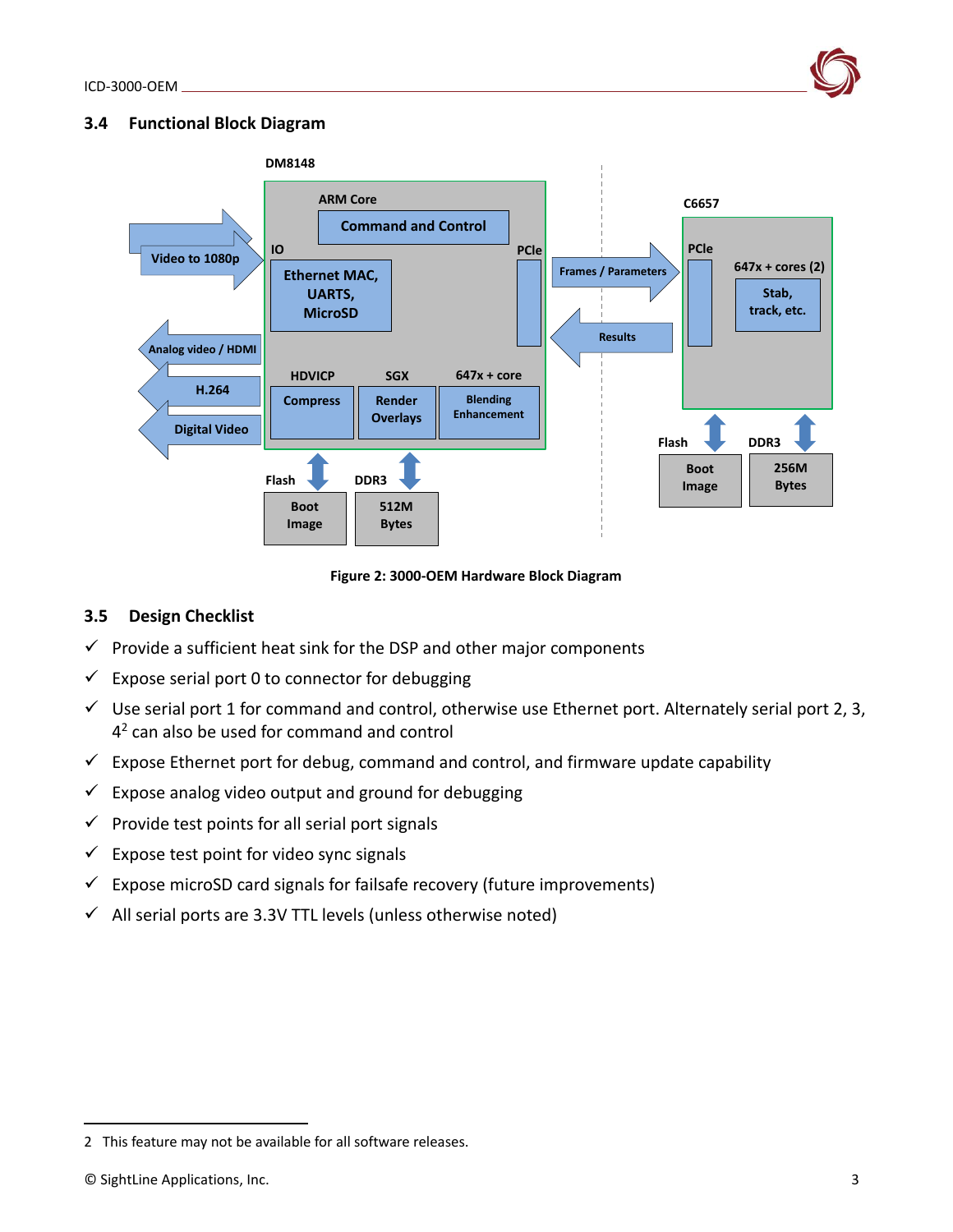## 3.4 Functional Block Diagram

Figure 2: 3000-OEM Hardware Block Diagram

## 3.5 Design Checklist

- ✓ Provide a sufficient heat sink for the DSP and other major components
- ✓ Expose serial port 0 to connector for debugging
- ✓ Use serial port 1 for command and control, otherwise use Ethernet port. Alternately serial port 2, 3, 4[2] can also be used for command and control
- ✓ Expose Ethernet port for debug, command and control, and firmware update capability
- ✓ Expose analog video output and ground for debugging
- ✓ Provide test points for all serial port signals
- ✓ Expose test point for video sync signals
- ✓ Expose microSD card signals for failsafe recovery (future improvements)
- ✓ All serial ports are 3.3V TTL levels (unless otherwise noted)

2 This feature may not be available for all software releases.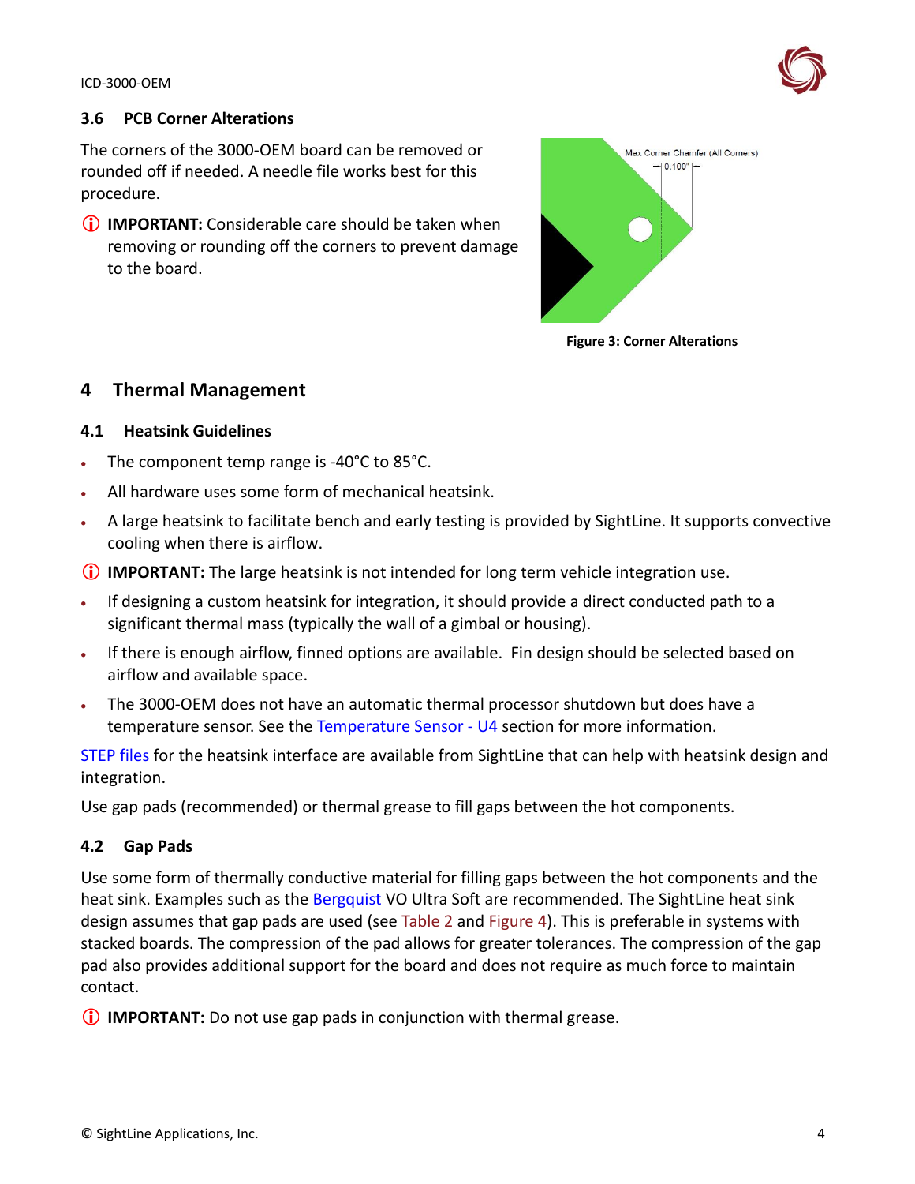### 3.6 PCB Corner Alterations

The corners of the 3000-OEM board can be removed or rounded off if needed. A needle file works best for this procedure.

ⓘ **IMPORTANT:** Considerable care should be taken when removing or rounding off the corners to prevent damage to the board.

Max Corner Chamfer (All Corners)

0.100"

**Figure 3: Corner Alterations**

## 4 Thermal Management

### 4.1 Heatsink Guidelines

- The component temp range is -40°C to 85°C.
- All hardware uses some form of mechanical heatsink.
- A large heatsink to facilitate bench and early testing is provided by SightLine. It supports convective cooling when there is airflow.

ⓘ **IMPORTANT:** The large heatsink is not intended for long term vehicle integration use.

- If designing a custom heatsink for integration, it should provide a direct conducted path to a significant thermal mass (typically the wall of a gimbal or housing).
- If there is enough airflow, finned options are available. Fin design should be selected based on airflow and available space.
- The 3000-OEM does not have an automatic thermal processor shutdown but does have a temperature sensor. See the Temperature Sensor - U4 section for more information.

STEP files for the heatsink interface are available from SightLine that can help with heatsink design and integration.

Use gap pads (recommended) or thermal grease to fill gaps between the hot components.

### 4.2 Gap Pads

Use some form of thermally conductive material for filling gaps between the hot components and the heat sink. Examples such as the Bergquist VO Ultra Soft are recommended. The SightLine heat sink design assumes that gap pads are used (see Table 2 and Figure 4). This is preferable in systems with stacked boards. The compression of the pad allows for greater tolerances. The compression of the gap pad also provides additional support for the board and does not require as much force to maintain contact.

ⓘ **IMPORTANT:** Do not use gap pads in conjunction with thermal grease.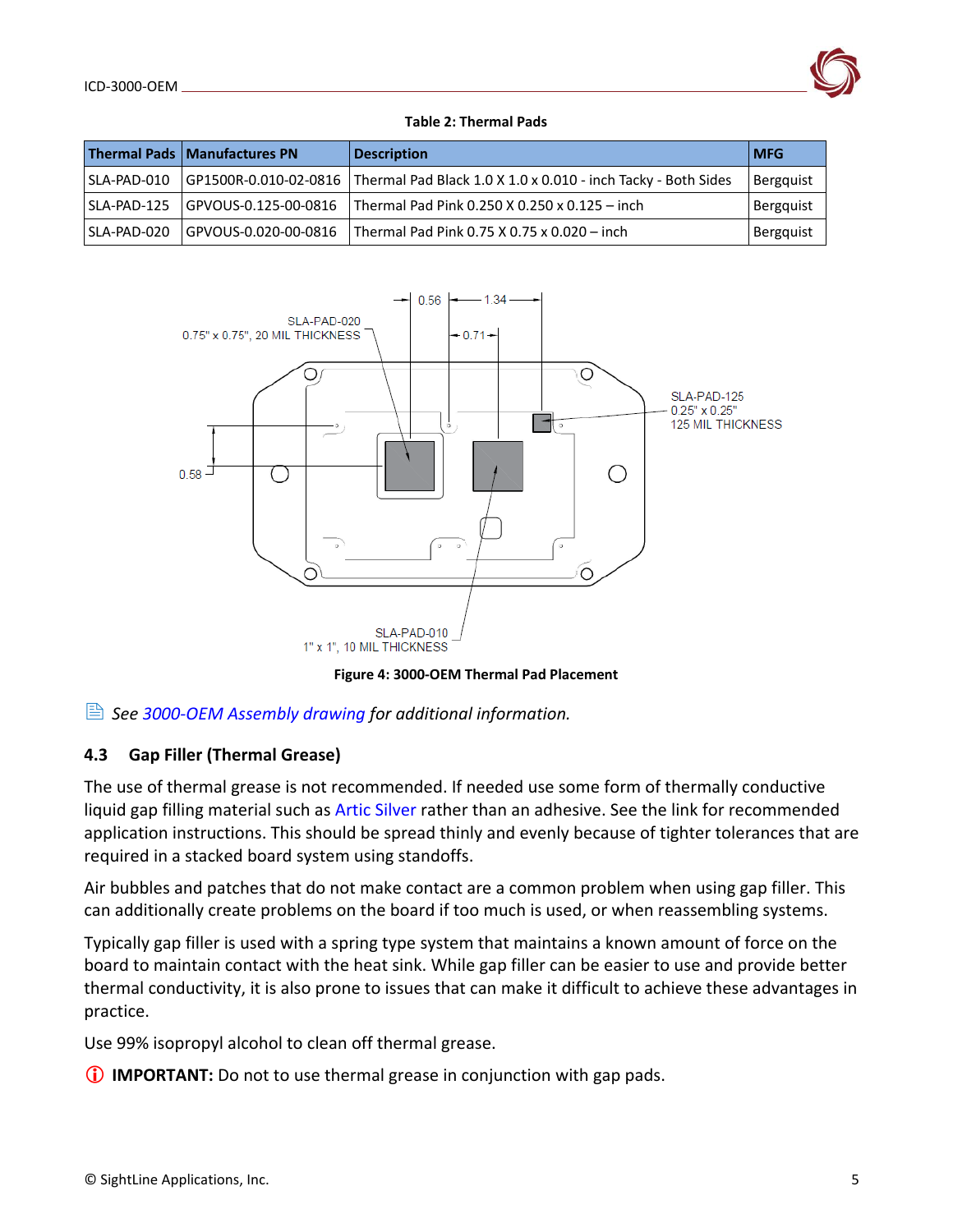**Table 2: Thermal Pads**

| Thermal Pads | Manufactures PN | Description | MFG |
|---|---|---|---|
| SLA-PAD-010 | GP1500R-0.010-02-0816 | Thermal Pad Black 1.0 X 1.0 x 0.010 - inch Tacky - Both Sides | Bergquist |
| SLA-PAD-125 | GPVOUS-0.125-00-0816 | Thermal Pad Pink 0.250 X 0.250 x 0.125 – inch | Bergquist |
| SLA-PAD-020 | GPVOUS-0.020-00-0816 | Thermal Pad Pink 0.75 X 0.75 x 0.020 – inch | Bergquist |

SLA-PAD-020
0.75" x 0.75", 20 MIL THICKNESS

0.56 1.34 0.71 0.58

SLA-PAD-125
0.25" x 0.25"
125 MIL THICKNESS

SLA-PAD-010
1" x 1", 10 MIL THICKNESS

**Figure 4: 3000-OEM Thermal Pad Placement**

*See 3000-OEM Assembly drawing for additional information.*

### 4.3 Gap Filler (Thermal Grease)

The use of thermal grease is not recommended. If needed use some form of thermally conductive liquid gap filling material such as Artic Silver rather than an adhesive. See the link for recommended application instructions. This should be spread thinly and evenly because of tighter tolerances that are required in a stacked board system using standoffs.

Air bubbles and patches that do not make contact are a common problem when using gap filler. This can additionally create problems on the board if too much is used, or when reassembling systems.

Typically gap filler is used with a spring type system that maintains a known amount of force on the board to maintain contact with the heat sink. While gap filler can be easier to use and provide better thermal conductivity, it is also prone to issues that can make it difficult to achieve these advantages in practice.

Use 99% isopropyl alcohol to clean off thermal grease.

**IMPORTANT:** Do not to use thermal grease in conjunction with gap pads.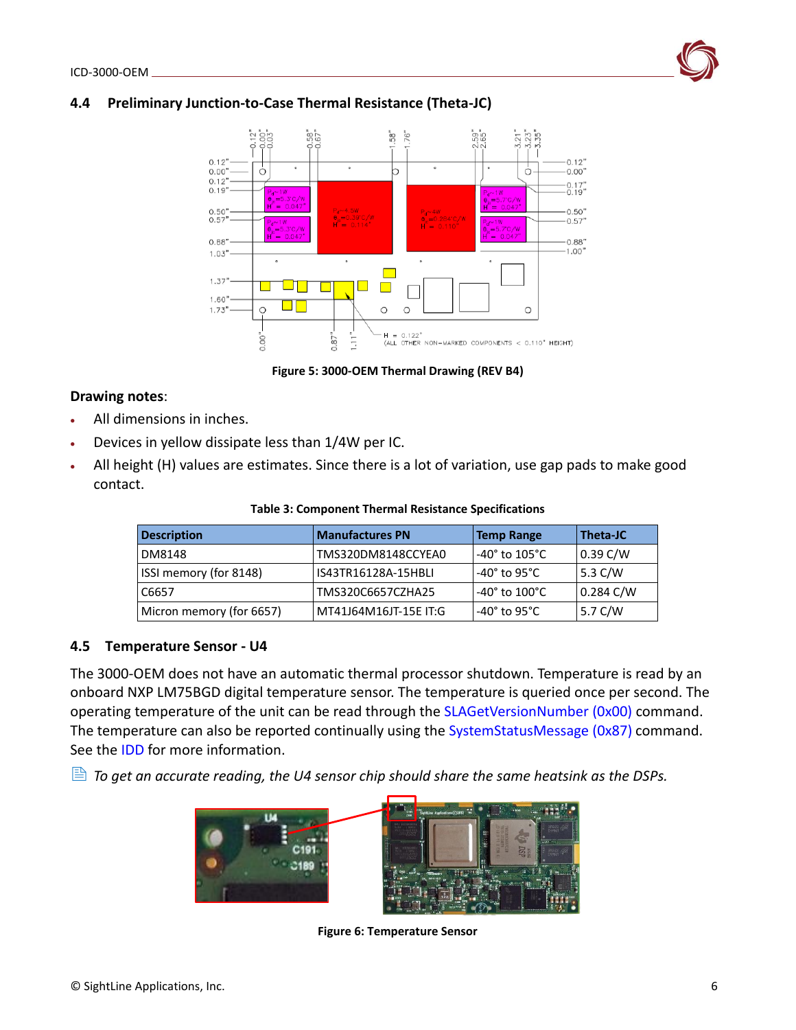## 4.4 Preliminary Junction-to-Case Thermal Resistance (Theta-JC)

Figure 5: 3000-OEM Thermal Drawing (REV B4)

**Drawing notes**:

- All dimensions in inches.
- Devices in yellow dissipate less than 1/4W per IC.
- All height (H) values are estimates. Since there is a lot of variation, use gap pads to make good contact.

**Table 3: Component Thermal Resistance Specifications**

| Description | Manufactures PN | Temp Range | Theta-JC |
|---|---|---|---|
| DM8148 | TMS320DM8148CCYEA0 | -40° to 105°C | 0.39 C/W |
| ISSI memory (for 8148) | IS43TR16128A-15HBLI | -40° to 95°C | 5.3 C/W |
| C6657 | TMS320C6657CZHA25 | -40° to 100°C | 0.284 C/W |
| Micron memory (for 6657) | MT41J64M16JT-15E IT:G | -40° to 95°C | 5.7 C/W |

## 4.5 Temperature Sensor - U4

The 3000-OEM does not have an automatic thermal processor shutdown. Temperature is read by an onboard NXP LM75BGD digital temperature sensor. The temperature is queried once per second. The operating temperature of the unit can be read through the SLAGetVersionNumber (0x00) command. The temperature can also be reported continually using the SystemStatusMessage (0x87) command. See the IDD for more information.

*To get an accurate reading, the U4 sensor chip should share the same heatsink as the DSPs.*

Figure 6: Temperature Sensor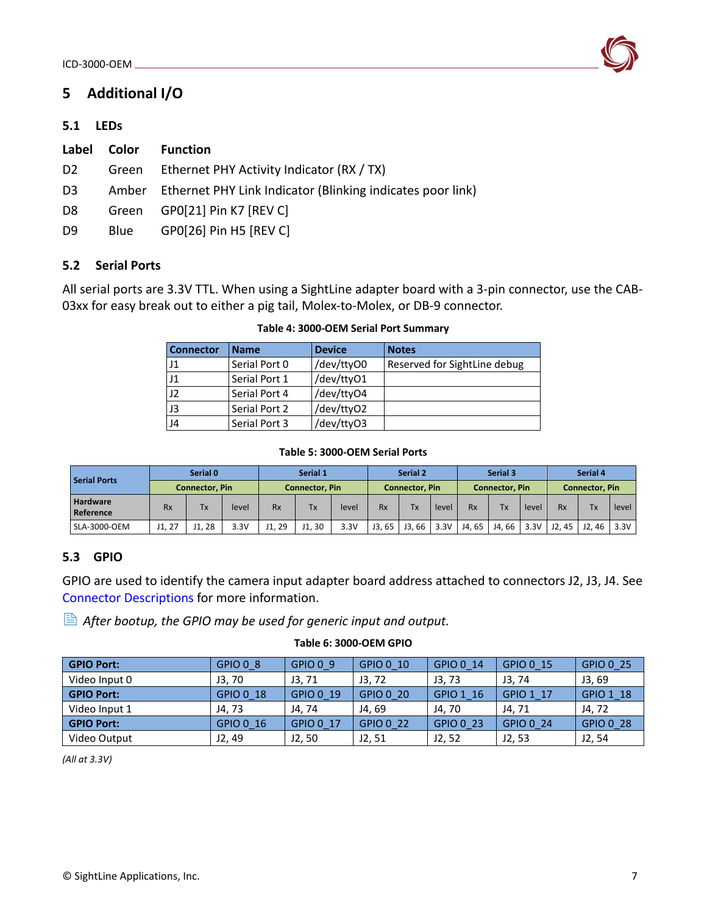# 5 Additional I/O

## 5.1 LEDs

| Label | Color | Function |
|---|---|---|
| D2 | Green | Ethernet PHY Activity Indicator (RX / TX) |
| D3 | Amber | Ethernet PHY Link Indicator (Blinking indicates poor link) |
| D8 | Green | GP0[21] Pin K7 [REV C] |
| D9 | Blue | GP0[26] Pin H5 [REV C] |

## 5.2 Serial Ports

All serial ports are 3.3V TTL. When using a SightLine adapter board with a 3-pin connector, use the CAB-03xx for easy break out to either a pig tail, Molex-to-Molex, or DB-9 connector.

**Table 4: 3000-OEM Serial Port Summary**

| Connector | Name | Device | Notes |
|---|---|---|---|
| J1 | Serial Port 0 | /dev/ttyO0 | Reserved for SightLine debug |
| J1 | Serial Port 1 | /dev/ttyO1 | |
| J2 | Serial Port 4 | /dev/ttyO4 | |
| J3 | Serial Port 2 | /dev/ttyO2 | |
| J4 | Serial Port 3 | /dev/ttyO3 | |

**Table 5: 3000-OEM Serial Ports**

| Serial Ports | Serial 0 | | | Serial 1 | | | Serial 2 | | | Serial 3 | | | Serial 4 | | |
|---|---|---|---|---|---|---|---|---|---|---|---|---|---|---|---|
| | Connector, Pin | | | Connector, Pin | | | Connector, Pin | | | Connector, Pin | | | Connector, Pin | | |
| Hardware Reference | Rx | Tx | level | Rx | Tx | level | Rx | Tx | level | Rx | Tx | level | Rx | Tx | level |
| SLA-3000-OEM | J1, 27 | J1, 28 | 3.3V | J1, 29 | J1, 30 | 3.3V | J3, 65 | J3, 66 | 3.3V | J4, 65 | J4, 66 | 3.3V | J2, 45 | J2, 46 | 3.3V |

## 5.3 GPIO

GPIO are used to identify the camera input adapter board address attached to connectors J2, J3, J4. See Connector Descriptions for more information.

*After bootup, the GPIO may be used for generic input and output.*

**Table 6: 3000-OEM GPIO**

| GPIO Port: | GPIO 0_8 | GPIO 0_9 | GPIO 0_10 | GPIO 0_14 | GPIO 0_15 | GPIO 0_25 |
|---|---|---|---|---|---|---|
| Video Input 0 | J3, 70 | J3, 71 | J3, 72 | J3, 73 | J3, 74 | J3, 69 |
| **GPIO Port:** | GPIO 0_18 | GPIO 0_19 | GPIO 0_20 | GPIO 1_16 | GPIO 1_17 | GPIO 1_18 |
| Video Input 1 | J4, 73 | J4, 74 | J4, 69 | J4, 70 | J4, 71 | J4, 72 |
| **GPIO Port:** | GPIO 0_16 | GPIO 0_17 | GPIO 0_22 | GPIO 0_23 | GPIO 0_24 | GPIO 0_28 |
| Video Output | J2, 49 | J2, 50 | J2, 51 | J2, 52 | J2, 53 | J2, 54 |

*(All at 3.3V)*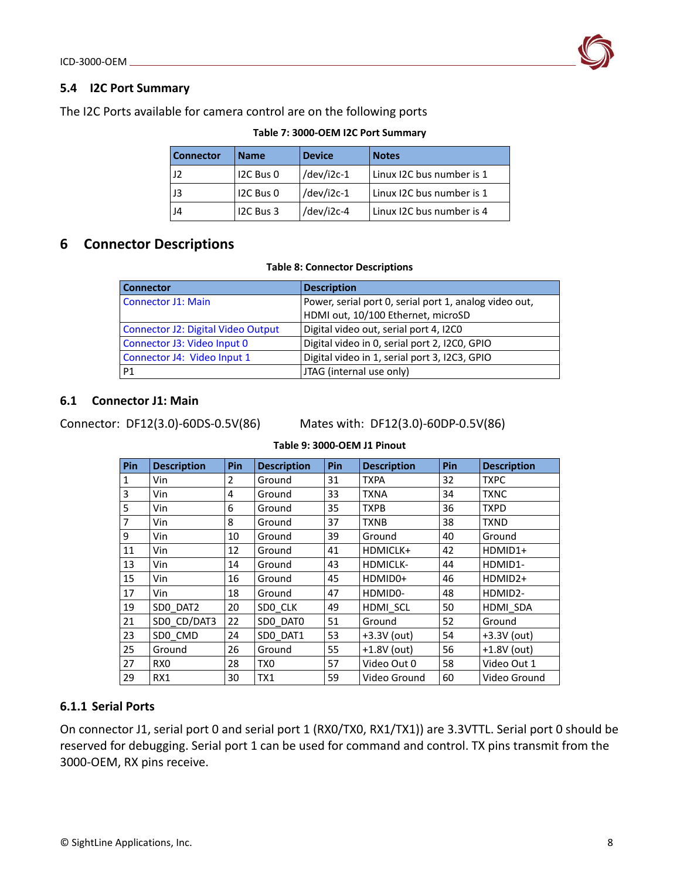## 5.4 I2C Port Summary

The I2C Ports available for camera control are on the following ports

**Table 7: 3000-OEM I2C Port Summary**

| Connector | Name | Device | Notes |
|---|---|---|---|
| J2 | I2C Bus 0 | /dev/i2c-1 | Linux I2C bus number is 1 |
| J3 | I2C Bus 0 | /dev/i2c-1 | Linux I2C bus number is 1 |
| J4 | I2C Bus 3 | /dev/i2c-4 | Linux I2C bus number is 4 |

# 6 Connector Descriptions

**Table 8: Connector Descriptions**

| Connector | Description |
|---|---|
| Connector J1: Main | Power, serial port 0, serial port 1, analog video out, HDMI out, 10/100 Ethernet, microSD |
| Connector J2: Digital Video Output | Digital video out, serial port 4, I2C0 |
| Connector J3: Video Input 0 | Digital video in 0, serial port 2, I2C0, GPIO |
| Connector J4: Video Input 1 | Digital video in 1, serial port 3, I2C3, GPIO |
| P1 | JTAG (internal use only) |

## 6.1 Connector J1: Main

Connector: DF12(3.0)-60DS-0.5V(86)  Mates with: DF12(3.0)-60DP-0.5V(86)

**Table 9: 3000-OEM J1 Pinout**

| Pin | Description | Pin | Description | Pin | Description | Pin | Description |
|---|---|---|---|---|---|---|---|
| 1 | Vin | 2 | Ground | 31 | TXPA | 32 | TXPC |
| 3 | Vin | 4 | Ground | 33 | TXNA | 34 | TXNC |
| 5 | Vin | 6 | Ground | 35 | TXPB | 36 | TXPD |
| 7 | Vin | 8 | Ground | 37 | TXNB | 38 | TXND |
| 9 | Vin | 10 | Ground | 39 | Ground | 40 | Ground |
| 11 | Vin | 12 | Ground | 41 | HDMICLK+ | 42 | HDMID1+ |
| 13 | Vin | 14 | Ground | 43 | HDMICLK- | 44 | HDMID1- |
| 15 | Vin | 16 | Ground | 45 | HDMID0+ | 46 | HDMID2+ |
| 17 | Vin | 18 | Ground | 47 | HDMID0- | 48 | HDMID2- |
| 19 | SD0_DAT2 | 20 | SD0_CLK | 49 | HDMI_SCL | 50 | HDMI_SDA |
| 21 | SD0_CD/DAT3 | 22 | SD0_DAT0 | 51 | Ground | 52 | Ground |
| 23 | SD0_CMD | 24 | SD0_DAT1 | 53 | +3.3V (out) | 54 | +3.3V (out) |
| 25 | Ground | 26 | Ground | 55 | +1.8V (out) | 56 | +1.8V (out) |
| 27 | RX0 | 28 | TX0 | 57 | Video Out 0 | 58 | Video Out 1 |
| 29 | RX1 | 30 | TX1 | 59 | Video Ground | 60 | Video Ground |

### 6.1.1 Serial Ports

On connector J1, serial port 0 and serial port 1 (RX0/TX0, RX1/TX1)) are 3.3VTTL. Serial port 0 should be reserved for debugging. Serial port 1 can be used for command and control. TX pins transmit from the 3000-OEM, RX pins receive.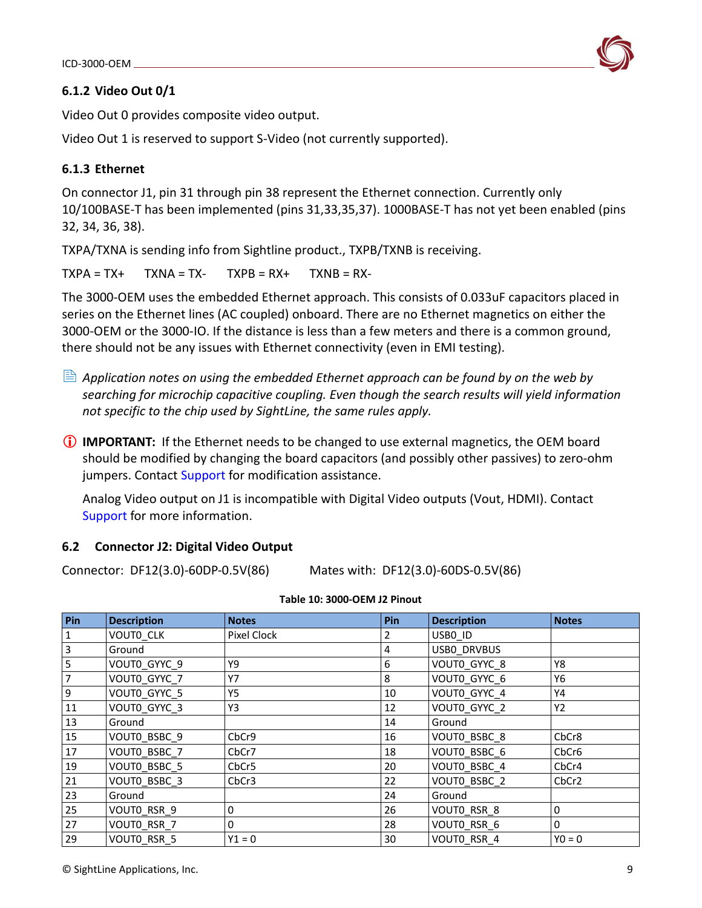### 6.1.2 Video Out 0/1

Video Out 0 provides composite video output.

Video Out 1 is reserved to support S-Video (not currently supported).

### 6.1.3 Ethernet

On connector J1, pin 31 through pin 38 represent the Ethernet connection. Currently only 10/100BASE-T has been implemented (pins 31,33,35,37). 1000BASE-T has not yet been enabled (pins 32, 34, 36, 38).

TXPA/TXNA is sending info from Sightline product., TXPB/TXNB is receiving.

TXPA = TX+     TXNA = TX-     TXPB = RX+     TXNB = RX-

The 3000-OEM uses the embedded Ethernet approach. This consists of 0.033uF capacitors placed in series on the Ethernet lines (AC coupled) onboard. There are no Ethernet magnetics on either the 3000-OEM or the 3000-IO. If the distance is less than a few meters and there is a common ground, there should not be any issues with Ethernet connectivity (even in EMI testing).

*Application notes on using the embedded Ethernet approach can be found by on the web by searching for microchip capacitive coupling. Even though the search results will yield information not specific to the chip used by SightLine, the same rules apply.*

**IMPORTANT:** If the Ethernet needs to be changed to use external magnetics, the OEM board should be modified by changing the board capacitors (and possibly other passives) to zero-ohm jumpers. Contact Support for modification assistance.

Analog Video output on J1 is incompatible with Digital Video outputs (Vout, HDMI). Contact Support for more information.

## 6.2 Connector J2: Digital Video Output

Connector: DF12(3.0)-60DP-0.5V(86)          Mates with: DF12(3.0)-60DS-0.5V(86)

**Table 10: 3000-OEM J2 Pinout**

| Pin | Description | Notes | Pin | Description | Notes |
|---|---|---|---|---|---|
| 1 | VOUT0_CLK | Pixel Clock | 2 | USB0_ID | |
| 3 | Ground | | 4 | USB0_DRVBUS | |
| 5 | VOUT0_GYYC_9 | Y9 | 6 | VOUT0_GYYC_8 | Y8 |
| 7 | VOUT0_GYYC_7 | Y7 | 8 | VOUT0_GYYC_6 | Y6 |
| 9 | VOUT0_GYYC_5 | Y5 | 10 | VOUT0_GYYC_4 | Y4 |
| 11 | VOUT0_GYYC_3 | Y3 | 12 | VOUT0_GYYC_2 | Y2 |
| 13 | Ground | | 14 | Ground | |
| 15 | VOUT0_BSBC_9 | CbCr9 | 16 | VOUT0_BSBC_8 | CbCr8 |
| 17 | VOUT0_BSBC_7 | CbCr7 | 18 | VOUT0_BSBC_6 | CbCr6 |
| 19 | VOUT0_BSBC_5 | CbCr5 | 20 | VOUT0_BSBC_4 | CbCr4 |
| 21 | VOUT0_BSBC_3 | CbCr3 | 22 | VOUT0_BSBC_2 | CbCr2 |
| 23 | Ground | | 24 | Ground | |
| 25 | VOUT0_RSR_9 | 0 | 26 | VOUT0_RSR_8 | 0 |
| 27 | VOUT0_RSR_7 | 0 | 28 | VOUT0_RSR_6 | 0 |
| 29 | VOUT0_RSR_5 | Y1 = 0 | 30 | VOUT0_RSR_4 | Y0 = 0 |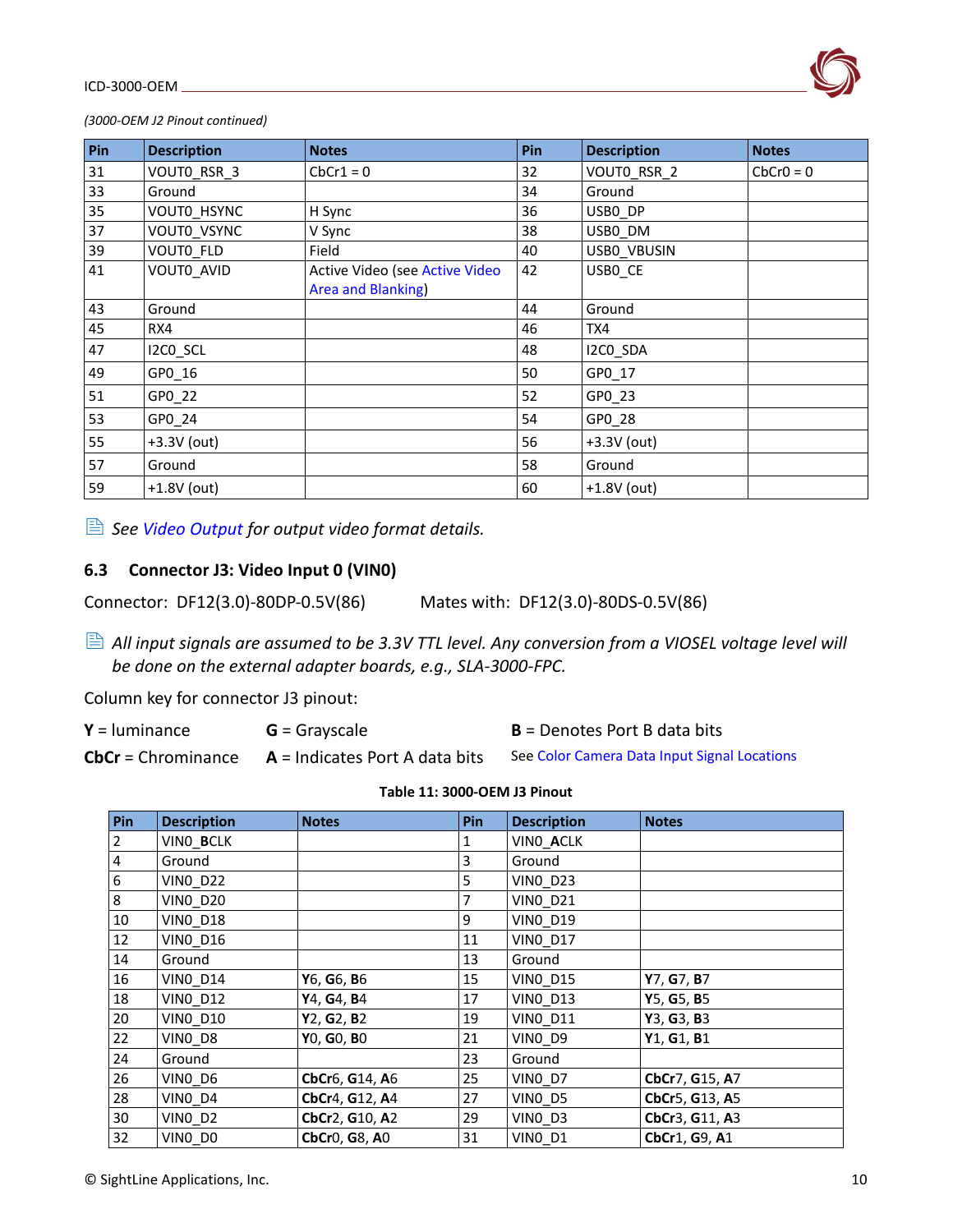*(3000-OEM J2 Pinout continued)*

| Pin | Description | Notes | Pin | Description | Notes |
|---|---|---|---|---|---|
| 31 | VOUT0_RSR_3 | CbCr1 = 0 | 32 | VOUT0_RSR_2 | CbCr0 = 0 |
| 33 | Ground | | 34 | Ground | |
| 35 | VOUT0_HSYNC | H Sync | 36 | USB0_DP | |
| 37 | VOUT0_VSYNC | V Sync | 38 | USB0_DM | |
| 39 | VOUT0_FLD | Field | 40 | USB0_VBUSIN | |
| 41 | VOUT0_AVID | Active Video (see Active Video Area and Blanking) | 42 | USB0_CE | |
| 43 | Ground | | 44 | Ground | |
| 45 | RX4 | | 46 | TX4 | |
| 47 | I2C0_SCL | | 48 | I2C0_SDA | |
| 49 | GP0_16 | | 50 | GP0_17 | |
| 51 | GP0_22 | | 52 | GP0_23 | |
| 53 | GP0_24 | | 54 | GP0_28 | |
| 55 | +3.3V (out) | | 56 | +3.3V (out) | |
| 57 | Ground | | 58 | Ground | |
| 59 | +1.8V (out) | | 60 | +1.8V (out) | |

*See Video Output for output video format details.*

## 6.3 Connector J3: Video Input 0 (VIN0)

Connector: DF12(3.0)-80DP-0.5V(86) Mates with: DF12(3.0)-80DS-0.5V(86)

*All input signals are assumed to be 3.3V TTL level. Any conversion from a VIOSEL voltage level will be done on the external adapter boards, e.g., SLA-3000-FPC.*

Column key for connector J3 pinout:

**Y** = luminance

**CbCr** = Chrominance

**G** = Grayscale

**A** = Indicates Port A data bits

**B** = Denotes Port B data bits

See Color Camera Data Input Signal Locations

**Table 11: 3000-OEM J3 Pinout**

| Pin | Description | Notes | Pin | Description | Notes |
|---|---|---|---|---|---|
| 2 | VIN0_BCLK | | 1 | VIN0_ACLK | |
| 4 | Ground | | 3 | Ground | |
| 6 | VIN0_D22 | | 5 | VIN0_D23 | |
| 8 | VIN0_D20 | | 7 | VIN0_D21 | |
| 10 | VIN0_D18 | | 9 | VIN0_D19 | |
| 12 | VIN0_D16 | | 11 | VIN0_D17 | |
| 14 | Ground | | 13 | Ground | |
| 16 | VIN0_D14 | **Y**6, **G**6, **B**6 | 15 | VIN0_D15 | **Y**7, **G**7, **B**7 |
| 18 | VIN0_D12 | **Y**4, **G**4, **B**4 | 17 | VIN0_D13 | **Y**5, **G**5, **B**5 |
| 20 | VIN0_D10 | **Y**2, **G**2, **B**2 | 19 | VIN0_D11 | **Y**3, **G**3, **B**3 |
| 22 | VIN0_D8 | **Y**0, **G**0, **B**0 | 21 | VIN0_D9 | **Y**1, **G**1, **B**1 |
| 24 | Ground | | 23 | Ground | |
| 26 | VIN0_D6 | **CbCr**6, **G**14, **A**6 | 25 | VIN0_D7 | **CbCr**7, **G**15, **A**7 |
| 28 | VIN0_D4 | **CbCr**4, **G**12, **A**4 | 27 | VIN0_D5 | **CbCr**5, **G**13, **A**5 |
| 30 | VIN0_D2 | **CbCr**2, **G**10, **A**2 | 29 | VIN0_D3 | **CbCr**3, **G**11, **A**3 |
| 32 | VIN0_D0 | **CbCr**0, **G**8, **A**0 | 31 | VIN0_D1 | **CbCr**1, **G**9, **A**1 |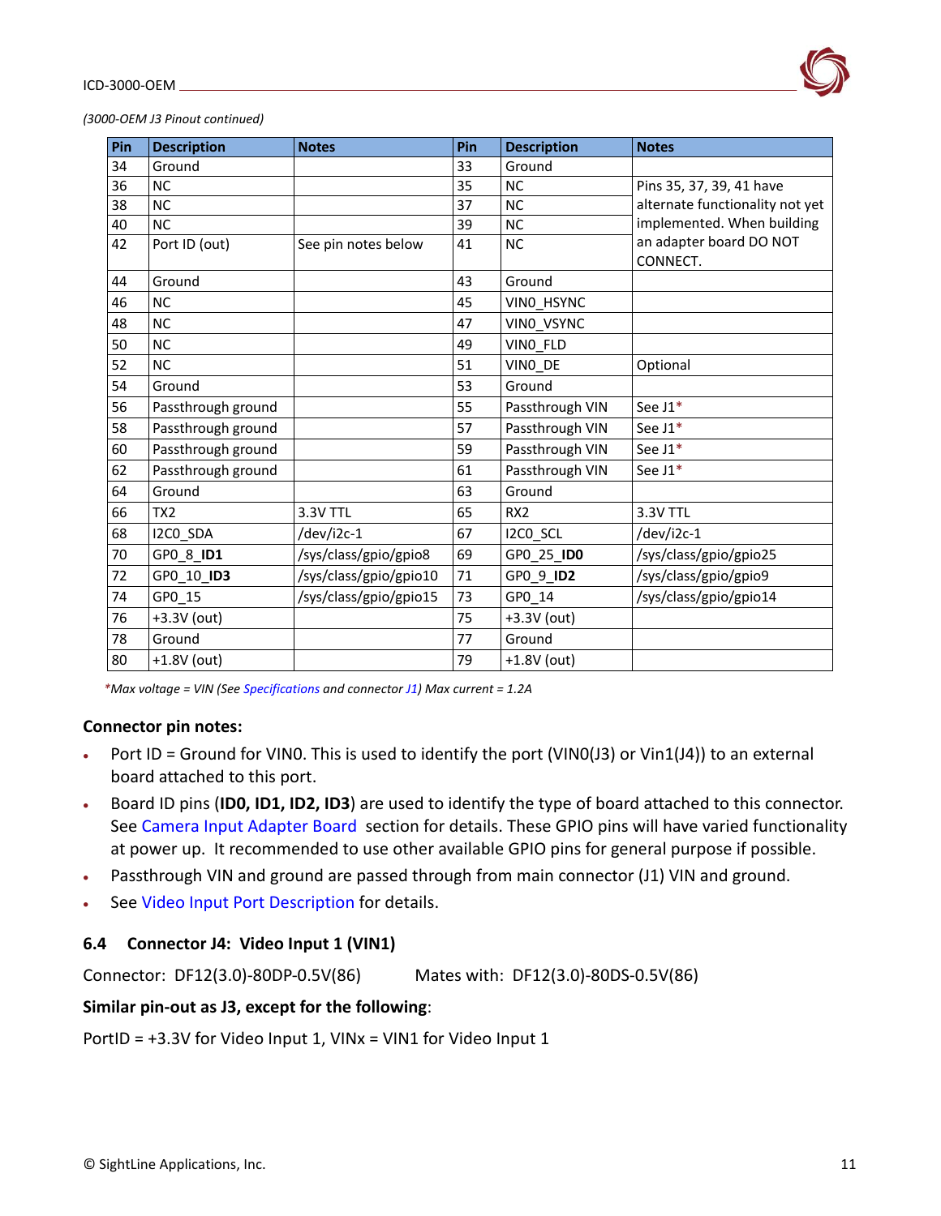*(3000-OEM J3 Pinout continued)*

| Pin | Description | Notes | Pin | Description | Notes |
|---|---|---|---|---|---|
| 34 | Ground | | 33 | Ground | |
| 36 | NC | | 35 | NC | Pins 35, 37, 39, 41 have alternate functionality not yet implemented. When building an adapter board DO NOT CONNECT. |
| 38 | NC | | 37 | NC | |
| 40 | NC | | 39 | NC | |
| 42 | Port ID (out) | See pin notes below | 41 | NC | |
| 44 | Ground | | 43 | Ground | |
| 46 | NC | | 45 | VIN0_HSYNC | |
| 48 | NC | | 47 | VIN0_VSYNC | |
| 50 | NC | | 49 | VIN0_FLD | |
| 52 | NC | | 51 | VIN0_DE | Optional |
| 54 | Ground | | 53 | Ground | |
| 56 | Passthrough ground | | 55 | Passthrough VIN | See J1* |
| 58 | Passthrough ground | | 57 | Passthrough VIN | See J1* |
| 60 | Passthrough ground | | 59 | Passthrough VIN | See J1* |
| 62 | Passthrough ground | | 61 | Passthrough VIN | See J1* |
| 64 | Ground | | 63 | Ground | |
| 66 | TX2 | 3.3V TTL | 65 | RX2 | 3.3V TTL |
| 68 | I2C0_SDA | /dev/i2c-1 | 67 | I2C0_SCL | /dev/i2c-1 |
| 70 | GPO_8_**ID1** | /sys/class/gpio/gpio8 | 69 | GPO_25_**ID0** | /sys/class/gpio/gpio25 |
| 72 | GPO_10_**ID3** | /sys/class/gpio/gpio10 | 71 | GPO_9_**ID2** | /sys/class/gpio/gpio9 |
| 74 | GPO_15 | /sys/class/gpio/gpio15 | 73 | GPO_14 | /sys/class/gpio/gpio14 |
| 76 | +3.3V (out) | | 75 | +3.3V (out) | |
| 78 | Ground | | 77 | Ground | |
| 80 | +1.8V (out) | | 79 | +1.8V (out) | |

*\*Max voltage = VIN (See Specifications and connector J1) Max current = 1.2A*

**Connector pin notes:**

- Port ID = Ground for VIN0. This is used to identify the port (VIN0(J3) or Vin1(J4)) to an external board attached to this port.
- Board ID pins (**ID0, ID1, ID2, ID3**) are used to identify the type of board attached to this connector. See Camera Input Adapter Board section for details. These GPIO pins will have varied functionality at power up. It recommended to use other available GPIO pins for general purpose if possible.
- Passthrough VIN and ground are passed through from main connector (J1) VIN and ground.
- See Video Input Port Description for details.

## 6.4 Connector J4: Video Input 1 (VIN1)

Connector: DF12(3.0)-80DP-0.5V(86) Mates with: DF12(3.0)-80DS-0.5V(86)

**Similar pin-out as J3, except for the following**:

PortID = +3.3V for Video Input 1, VINx = VIN1 for Video Input 1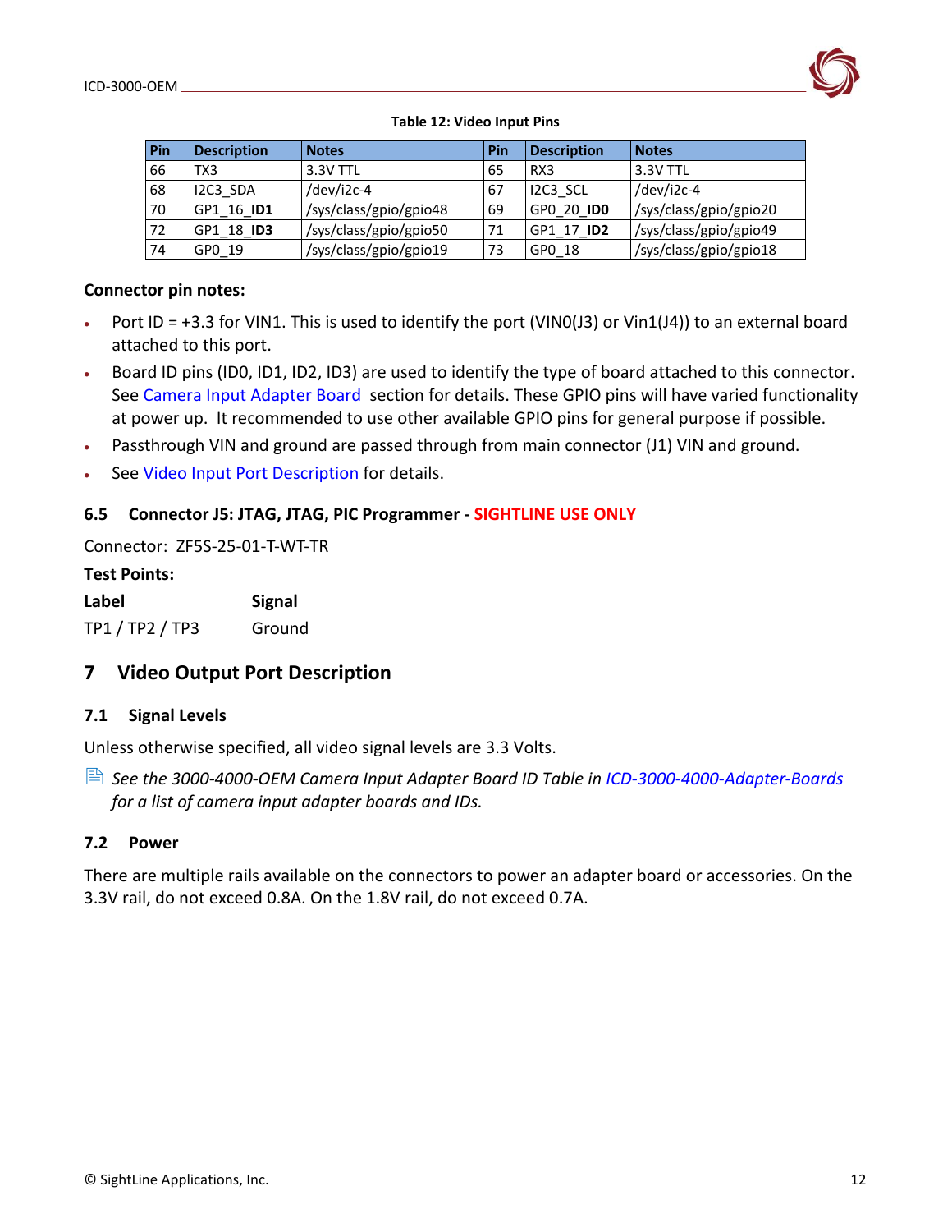**Table 12: Video Input Pins**

| Pin | Description | Notes | Pin | Description | Notes |
|---|---|---|---|---|---|
| 66 | TX3 | 3.3V TTL | 65 | RX3 | 3.3V TTL |
| 68 | I2C3_SDA | /dev/i2c-4 | 67 | I2C3_SCL | /dev/i2c-4 |
| 70 | GP1_16_**ID1** | /sys/class/gpio/gpio48 | 69 | GP0_20_**ID0** | /sys/class/gpio/gpio20 |
| 72 | GP1_18_**ID3** | /sys/class/gpio/gpio50 | 71 | GP1_17_**ID2** | /sys/class/gpio/gpio49 |
| 74 | GP0_19 | /sys/class/gpio/gpio19 | 73 | GP0_18 | /sys/class/gpio/gpio18 |

**Connector pin notes:**

- Port ID = +3.3 for VIN1. This is used to identify the port (VIN0(J3) or Vin1(J4)) to an external board attached to this port.
- Board ID pins (ID0, ID1, ID2, ID3) are used to identify the type of board attached to this connector. See Camera Input Adapter Board section for details. These GPIO pins will have varied functionality at power up. It recommended to use other available GPIO pins for general purpose if possible.
- Passthrough VIN and ground are passed through from main connector (J1) VIN and ground.
- See Video Input Port Description for details.

### 6.5 Connector J5: JTAG, JTAG, PIC Programmer - SIGHTLINE USE ONLY

Connector: ZF5S-25-01-T-WT-TR

**Test Points:**

| **Label** | **Signal** |
|---|---|
| TP1 / TP2 / TP3 | Ground |

## 7 Video Output Port Description

### 7.1 Signal Levels

Unless otherwise specified, all video signal levels are 3.3 Volts.

*See the 3000-4000-OEM Camera Input Adapter Board ID Table in ICD-3000-4000-Adapter-Boards for a list of camera input adapter boards and IDs.*

### 7.2 Power

There are multiple rails available on the connectors to power an adapter board or accessories. On the 3.3V rail, do not exceed 0.8A. On the 1.8V rail, do not exceed 0.7A.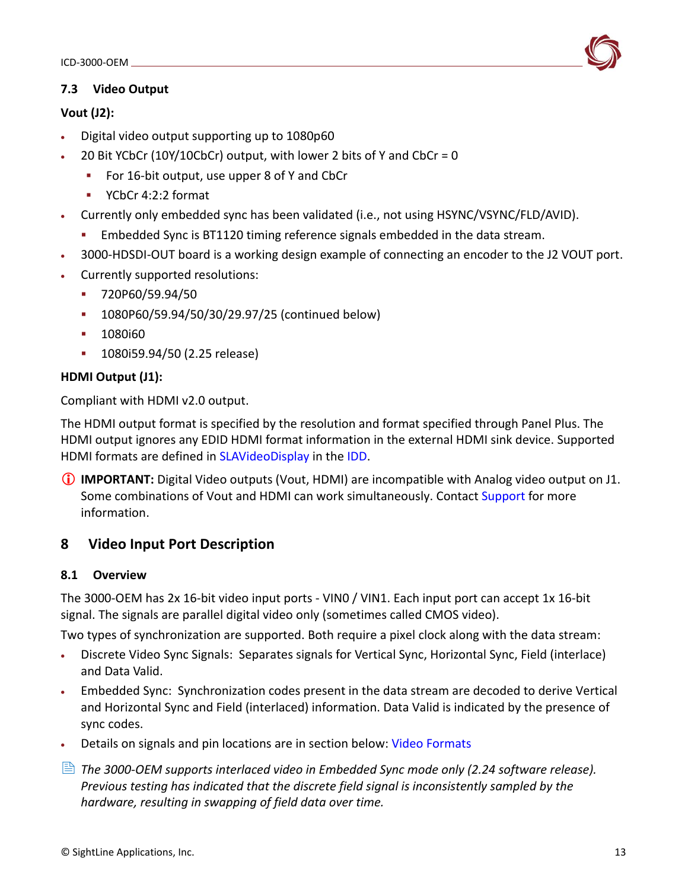### 7.3 Video Output

**Vout (J2):**

- Digital video output supporting up to 1080p60
- 20 Bit YCbCr (10Y/10CbCr) output, with lower 2 bits of Y and CbCr = 0
  - For 16-bit output, use upper 8 of Y and CbCr
  - YCbCr 4:2:2 format
- Currently only embedded sync has been validated (i.e., not using HSYNC/VSYNC/FLD/AVID).
  - Embedded Sync is BT1120 timing reference signals embedded in the data stream.
- 3000-HDSDI-OUT board is a working design example of connecting an encoder to the J2 VOUT port.
- Currently supported resolutions:
  - 720P60/59.94/50
  - 1080P60/59.94/50/30/29.97/25 (continued below)
  - 1080i60
  - 1080i59.94/50 (2.25 release)

**HDMI Output (J1):**

Compliant with HDMI v2.0 output.

The HDMI output format is specified by the resolution and format specified through Panel Plus. The HDMI output ignores any EDID HDMI format information in the external HDMI sink device. Supported HDMI formats are defined in SLAVideoDisplay in the IDD.

**IMPORTANT:** Digital Video outputs (Vout, HDMI) are incompatible with Analog video output on J1. Some combinations of Vout and HDMI can work simultaneously. Contact Support for more information.

## 8 Video Input Port Description

### 8.1 Overview

The 3000-OEM has 2x 16-bit video input ports - VIN0 / VIN1. Each input port can accept 1x 16-bit signal. The signals are parallel digital video only (sometimes called CMOS video).

Two types of synchronization are supported. Both require a pixel clock along with the data stream:

- Discrete Video Sync Signals: Separates signals for Vertical Sync, Horizontal Sync, Field (interlace) and Data Valid.
- Embedded Sync: Synchronization codes present in the data stream are decoded to derive Vertical and Horizontal Sync and Field (interlaced) information. Data Valid is indicated by the presence of sync codes.
- Details on signals and pin locations are in section below: Video Formats

*The 3000-OEM supports interlaced video in Embedded Sync mode only (2.24 software release). Previous testing has indicated that the discrete field signal is inconsistently sampled by the hardware, resulting in swapping of field data over time.*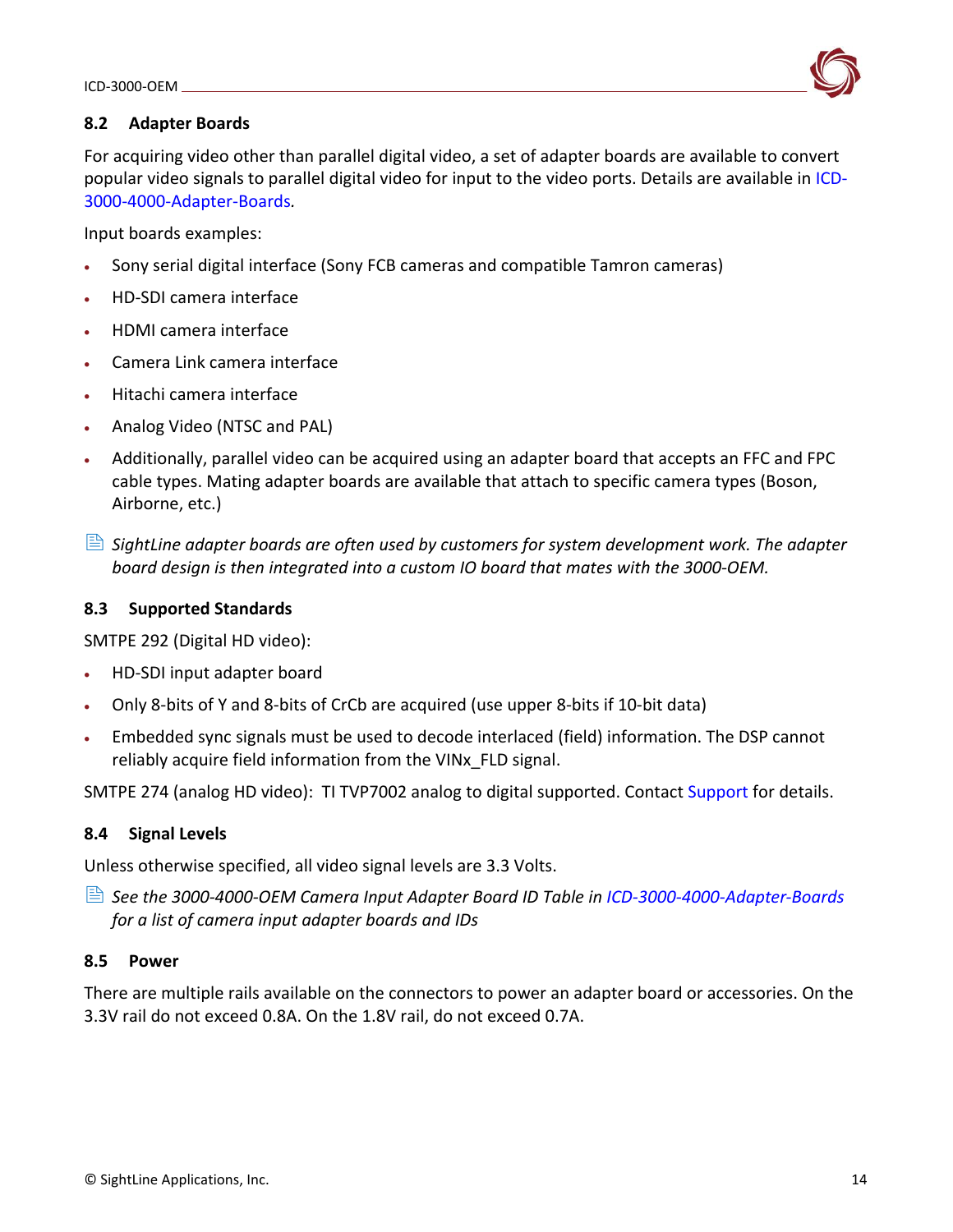### 8.2 Adapter Boards

For acquiring video other than parallel digital video, a set of adapter boards are available to convert popular video signals to parallel digital video for input to the video ports. Details are available in ICD-3000-4000-Adapter-Boards.

Input boards examples:

- Sony serial digital interface (Sony FCB cameras and compatible Tamron cameras)
- HD-SDI camera interface
- HDMI camera interface
- Camera Link camera interface
- Hitachi camera interface
- Analog Video (NTSC and PAL)
- Additionally, parallel video can be acquired using an adapter board that accepts an FFC and FPC cable types. Mating adapter boards are available that attach to specific camera types (Boson, Airborne, etc.)

*SightLine adapter boards are often used by customers for system development work. The adapter board design is then integrated into a custom IO board that mates with the 3000-OEM.*

### 8.3 Supported Standards

SMTPE 292 (Digital HD video):

- HD-SDI input adapter board
- Only 8-bits of Y and 8-bits of CrCb are acquired (use upper 8-bits if 10-bit data)
- Embedded sync signals must be used to decode interlaced (field) information. The DSP cannot reliably acquire field information from the VINx_FLD signal.

SMTPE 274 (analog HD video): TI TVP7002 analog to digital supported. Contact Support for details.

### 8.4 Signal Levels

Unless otherwise specified, all video signal levels are 3.3 Volts.

*See the 3000-4000-OEM Camera Input Adapter Board ID Table in ICD-3000-4000-Adapter-Boards for a list of camera input adapter boards and IDs*

### 8.5 Power

There are multiple rails available on the connectors to power an adapter board or accessories. On the 3.3V rail do not exceed 0.8A. On the 1.8V rail, do not exceed 0.7A.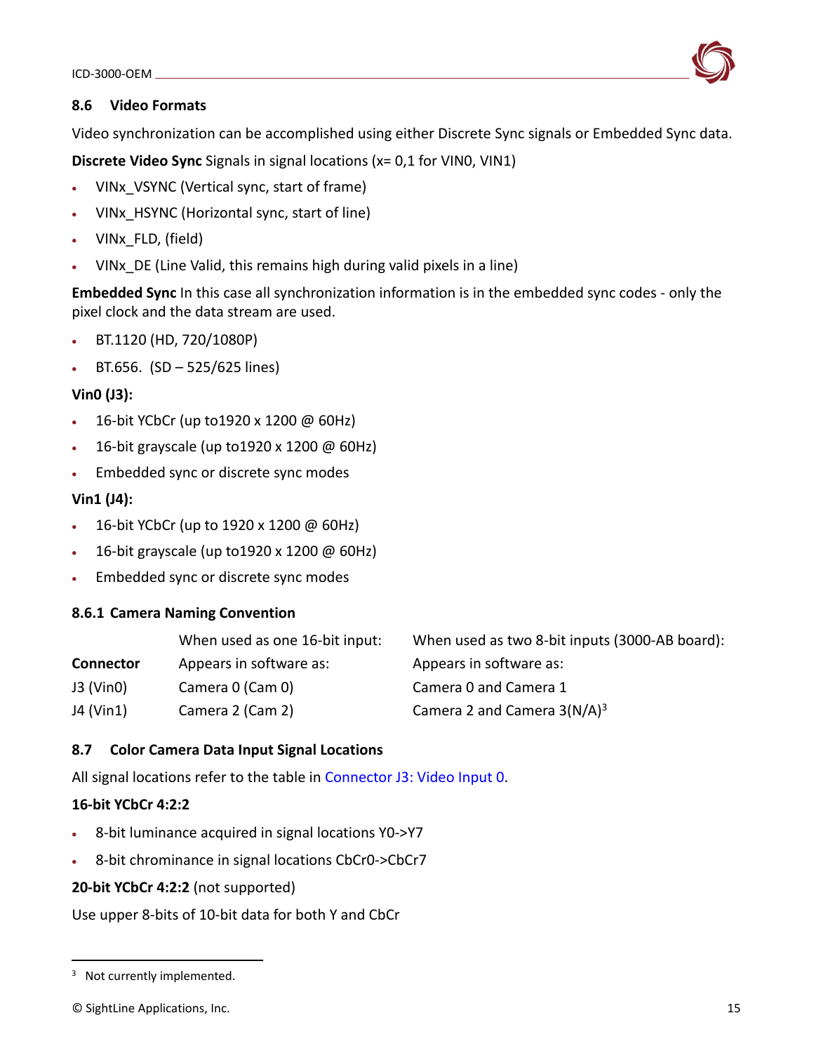## 8.6 Video Formats

Video synchronization can be accomplished using either Discrete Sync signals or Embedded Sync data.

**Discrete Video Sync** Signals in signal locations (x= 0,1 for VIN0, VIN1)

- VINx_VSYNC (Vertical sync, start of frame)
- VINx_HSYNC (Horizontal sync, start of line)
- VINx_FLD, (field)
- VINx_DE (Line Valid, this remains high during valid pixels in a line)

**Embedded Sync** In this case all synchronization information is in the embedded sync codes - only the pixel clock and the data stream are used.

- BT.1120 (HD, 720/1080P)
- BT.656. (SD – 525/625 lines)

**Vin0 (J3):**

- 16-bit YCbCr (up to1920 x 1200 @ 60Hz)
- 16-bit grayscale (up to1920 x 1200 @ 60Hz)
- Embedded sync or discrete sync modes

**Vin1 (J4):**

- 16-bit YCbCr (up to 1920 x 1200 @ 60Hz)
- 16-bit grayscale (up to1920 x 1200 @ 60Hz)
- Embedded sync or discrete sync modes

### 8.6.1 Camera Naming Convention

| | When used as one 16-bit input: | When used as two 8-bit inputs (3000-AB board): |
|---|---|---|
| **Connector** | Appears in software as: | Appears in software as: |
| J3 (Vin0) | Camera 0 (Cam 0) | Camera 0 and Camera 1 |
| J4 (Vin1) | Camera 2 (Cam 2) | Camera 2 and Camera 3(N/A)[3] |

## 8.7 Color Camera Data Input Signal Locations

All signal locations refer to the table in Connector J3: Video Input 0.

**16-bit YCbCr 4:2:2**

- 8-bit luminance acquired in signal locations Y0->Y7
- 8-bit chrominance in signal locations CbCr0->CbCr7

**20-bit YCbCr 4:2:2** (not supported)

Use upper 8-bits of 10-bit data for both Y and CbCr

[3] Not currently implemented.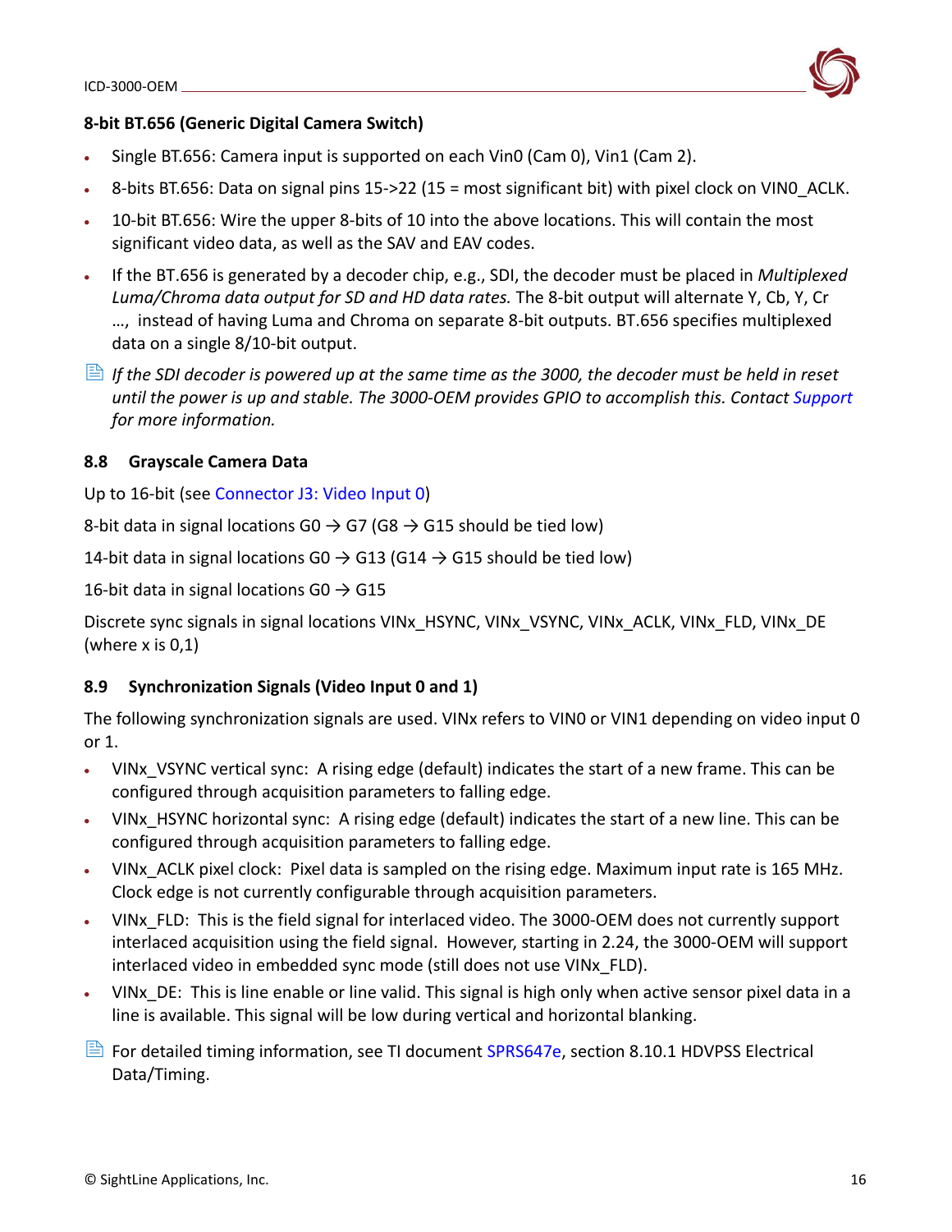**8-bit BT.656 (Generic Digital Camera Switch)**

- Single BT.656: Camera input is supported on each Vin0 (Cam 0), Vin1 (Cam 2).
- 8-bits BT.656: Data on signal pins 15->22 (15 = most significant bit) with pixel clock on VIN0_ACLK.
- 10-bit BT.656: Wire the upper 8-bits of 10 into the above locations. This will contain the most significant video data, as well as the SAV and EAV codes.
- If the BT.656 is generated by a decoder chip, e.g., SDI, the decoder must be placed in *Multiplexed Luma/Chroma data output for SD and HD data rates.* The 8-bit output will alternate Y, Cb, Y, Cr …, instead of having Luma and Chroma on separate 8-bit outputs. BT.656 specifies multiplexed data on a single 8/10-bit output.

*If the SDI decoder is powered up at the same time as the 3000, the decoder must be held in reset until the power is up and stable. The 3000-OEM provides GPIO to accomplish this. Contact Support for more information.*

### 8.8 Grayscale Camera Data

Up to 16-bit (see Connector J3: Video Input 0)

8-bit data in signal locations G0 → G7 (G8 → G15 should be tied low)

14-bit data in signal locations G0 → G13 (G14 → G15 should be tied low)

16-bit data in signal locations G0 → G15

Discrete sync signals in signal locations VINx_HSYNC, VINx_VSYNC, VINx_ACLK, VINx_FLD, VINx_DE (where x is 0,1)

### 8.9 Synchronization Signals (Video Input 0 and 1)

The following synchronization signals are used. VINx refers to VIN0 or VIN1 depending on video input 0 or 1.

- VINx_VSYNC vertical sync: A rising edge (default) indicates the start of a new frame. This can be configured through acquisition parameters to falling edge.
- VINx_HSYNC horizontal sync: A rising edge (default) indicates the start of a new line. This can be configured through acquisition parameters to falling edge.
- VINx_ACLK pixel clock: Pixel data is sampled on the rising edge. Maximum input rate is 165 MHz. Clock edge is not currently configurable through acquisition parameters.
- VINx_FLD: This is the field signal for interlaced video. The 3000-OEM does not currently support interlaced acquisition using the field signal. However, starting in 2.24, the 3000-OEM will support interlaced video in embedded sync mode (still does not use VINx_FLD).
- VINx_DE: This is line enable or line valid. This signal is high only when active sensor pixel data in a line is available. This signal will be low during vertical and horizontal blanking.

For detailed timing information, see TI document SPRS647e, section 8.10.1 HDVPSS Electrical Data/Timing.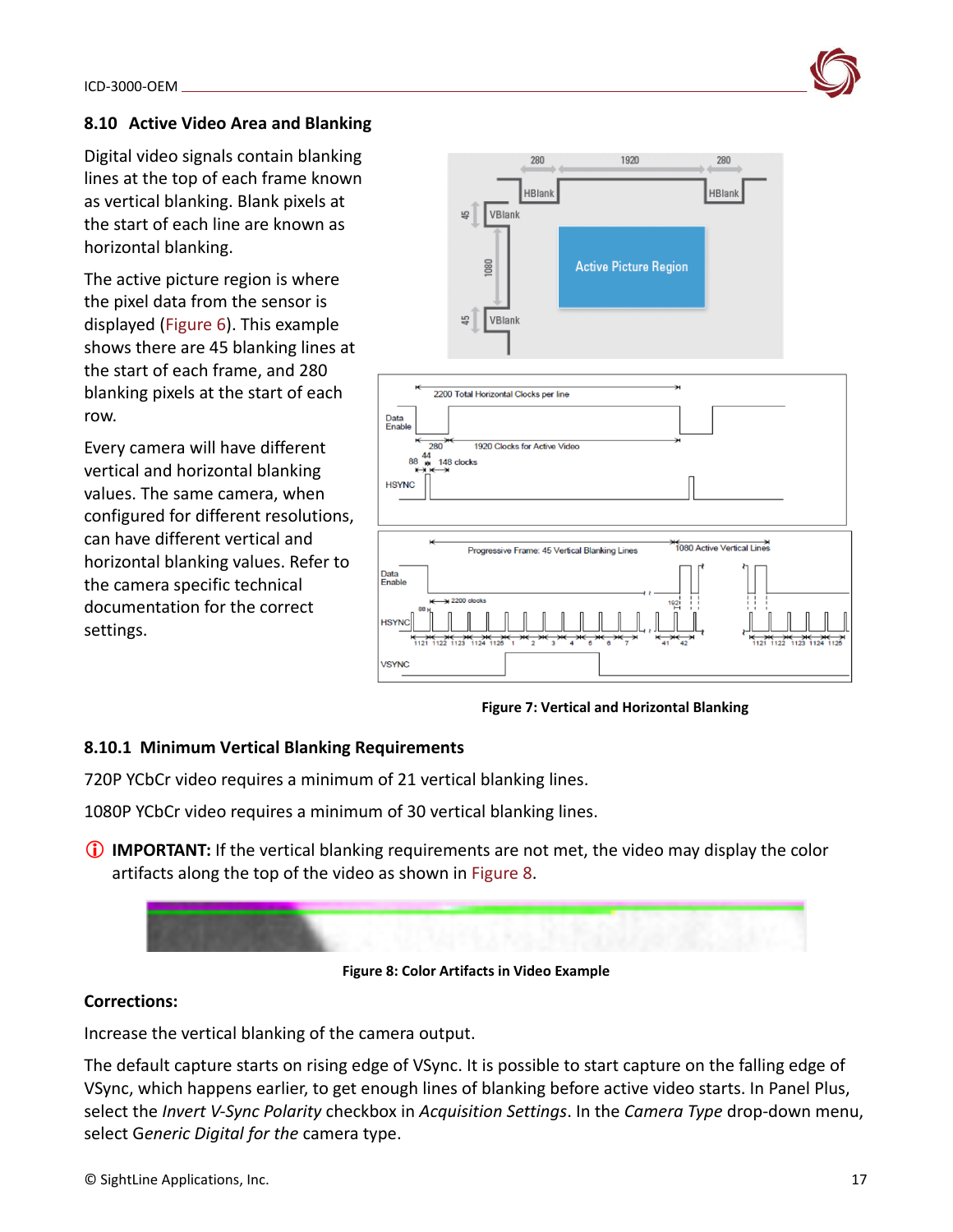## 8.10 Active Video Area and Blanking

Digital video signals contain blanking lines at the top of each frame known as vertical blanking. Blank pixels at the start of each line are known as horizontal blanking.

The active picture region is where the pixel data from the sensor is displayed (Figure 6). This example shows there are 45 blanking lines at the start of each frame, and 280 blanking pixels at the start of each row.

Every camera will have different vertical and horizontal blanking values. The same camera, when configured for different resolutions, can have different vertical and horizontal blanking values. Refer to the camera specific technical documentation for the correct settings.

Figure 7: Vertical and Horizontal Blanking

### 8.10.1 Minimum Vertical Blanking Requirements

720P YCbCr video requires a minimum of 21 vertical blanking lines.

1080P YCbCr video requires a minimum of 30 vertical blanking lines.

ⓘ **IMPORTANT:** If the vertical blanking requirements are not met, the video may display the color artifacts along the top of the video as shown in Figure 8.

Figure 8: Color Artifacts in Video Example

**Corrections:**

Increase the vertical blanking of the camera output.

The default capture starts on rising edge of VSync. It is possible to start capture on the falling edge of VSync, which happens earlier, to get enough lines of blanking before active video starts. In Panel Plus, select the *Invert V-Sync Polarity* checkbox in *Acquisition Settings*. In the *Camera Type* drop-down menu, select G*eneric Digital for the* camera type.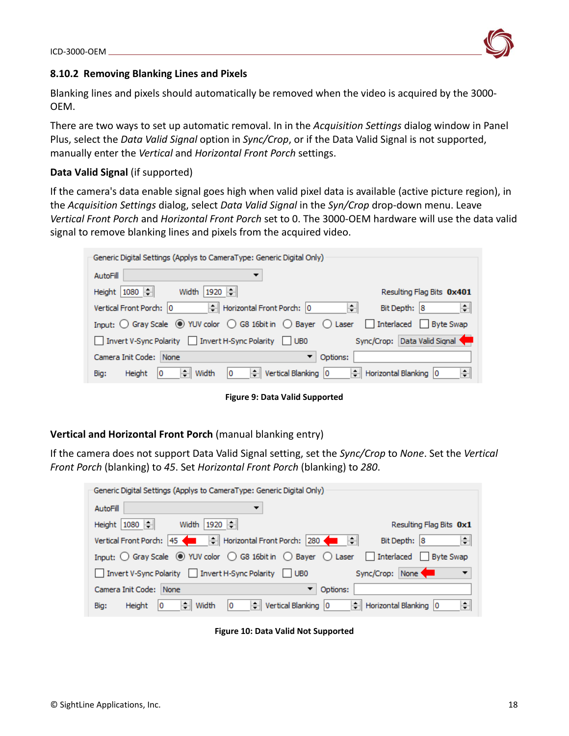### 8.10.2 Removing Blanking Lines and Pixels

Blanking lines and pixels should automatically be removed when the video is acquired by the 3000-OEM.

There are two ways to set up automatic removal. In in the *Acquisition Settings* dialog window in Panel Plus, select the *Data Valid Signal* option in *Sync/Crop*, or if the Data Valid Signal is not supported, manually enter the *Vertical* and *Horizontal Front Porch* settings.

**Data Valid Signal** (if supported)

If the camera's data enable signal goes high when valid pixel data is available (active picture region), in the *Acquisition Settings* dialog, select *Data Valid Signal* in the *Syn/Crop* drop-down menu. Leave *Vertical Front Porch* and *Horizontal Front Porch* set to 0. The 3000-OEM hardware will use the data valid signal to remove blanking lines and pixels from the acquired video.

**Figure 9: Data Valid Supported**

**Vertical and Horizontal Front Porch** (manual blanking entry)

If the camera does not support Data Valid Signal setting, set the *Sync/Crop* to *None*. Set the *Vertical Front Porch* (blanking) to *45*. Set *Horizontal Front Porch* (blanking) to *280*.

**Figure 10: Data Valid Not Supported**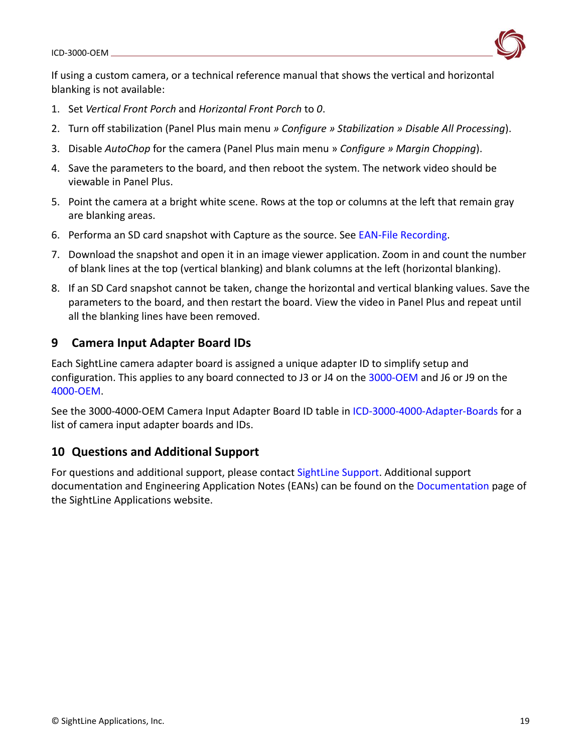If using a custom camera, or a technical reference manual that shows the vertical and horizontal blanking is not available:

1. Set *Vertical Front Porch* and *Horizontal Front Porch* to *0*.
2. Turn off stabilization (Panel Plus main menu » *Configure » Stabilization » Disable All Processing*).
3. Disable *AutoChop* for the camera (Panel Plus main menu » *Configure » Margin Chopping*).
4. Save the parameters to the board, and then reboot the system. The network video should be viewable in Panel Plus.
5. Point the camera at a bright white scene. Rows at the top or columns at the left that remain gray are blanking areas.
6. Performa an SD card snapshot with Capture as the source. See EAN-File Recording.
7. Download the snapshot and open it in an image viewer application. Zoom in and count the number of blank lines at the top (vertical blanking) and blank columns at the left (horizontal blanking).
8. If an SD Card snapshot cannot be taken, change the horizontal and vertical blanking values. Save the parameters to the board, and then restart the board. View the video in Panel Plus and repeat until all the blanking lines have been removed.

# 9 Camera Input Adapter Board IDs

Each SightLine camera adapter board is assigned a unique adapter ID to simplify setup and configuration. This applies to any board connected to J3 or J4 on the 3000-OEM and J6 or J9 on the 4000-OEM.

See the 3000-4000-OEM Camera Input Adapter Board ID table in ICD-3000-4000-Adapter-Boards for a list of camera input adapter boards and IDs.

# 10 Questions and Additional Support

For questions and additional support, please contact SightLine Support. Additional support documentation and Engineering Application Notes (EANs) can be found on the Documentation page of the SightLine Applications website.